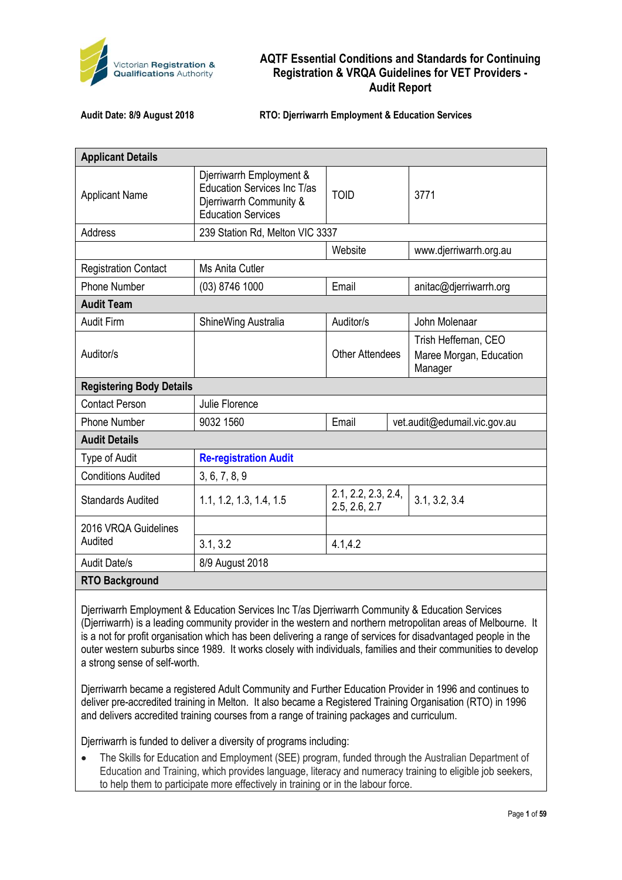# AQTF Essential Conditions and Standards for Continuing Registration & VRQA Guidelines for VET Providers - Audit Report

**Audit Date: 8/9 August 2018** **RTO: Djerriwarrh Employment & Education Services**

| **Applicant Details** | | | |
|---|---|---|---|
| Applicant Name | Djerriwarrh Employment & Education Services Inc T/as Djerriwarrh Community & Education Services | TOID | 3771 |
| Address | 239 Station Rd, Melton VIC 3337 | | |
| | | Website | www.djerriwarrh.org.au |
| Registration Contact | Ms Anita Cutler | | |
| Phone Number | (03) 8746 1000 | Email | anitac@djerriwarrh.org |
| **Audit Team** | | | |
| Audit Firm | ShineWing Australia | Auditor/s | John Molenaar |
| Auditor/s | | Other Attendees | Trish Heffernan, CEO<br>Maree Morgan, Education Manager |
| **Registering Body Details** | | | |
| Contact Person | Julie Florence | | |
| Phone Number | 9032 1560 | Email | vet.audit@edumail.vic.gov.au |
| **Audit Details** | | | |
| Type of Audit | **Re-registration Audit** | | |
| Conditions Audited | 3, 6, 7, 8, 9 | | |
| Standards Audited | 1.1, 1.2, 1.3, 1.4, 1.5 | 2.1, 2.2, 2.3, 2.4, 2.5, 2.6, 2.7 | 3.1, 3.2, 3.4 |
| 2016 VRQA Guidelines Audited | 3.1, 3.2 | 4.1,4.2 | |
| Audit Date/s | 8/9 August 2018 | | |
| **RTO Background** | | | |

Djerriwarrh Employment & Education Services Inc T/as Djerriwarrh Community & Education Services (Djerriwarrh) is a leading community provider in the western and northern metropolitan areas of Melbourne. It is a not for profit organisation which has been delivering a range of services for disadvantaged people in the outer western suburbs since 1989. It works closely with individuals, families and their communities to develop a strong sense of self-worth.

Djerriwarrh became a registered Adult Community and Further Education Provider in 1996 and continues to deliver pre-accredited training in Melton. It also became a Registered Training Organisation (RTO) in 1996 and delivers accredited training courses from a range of training packages and curriculum.

Djerriwarrh is funded to deliver a diversity of programs including:

- The Skills for Education and Employment (SEE) program, funded through the Australian Department of Education and Training, which provides language, literacy and numeracy training to eligible job seekers, to help them to participate more effectively in training or in the labour force.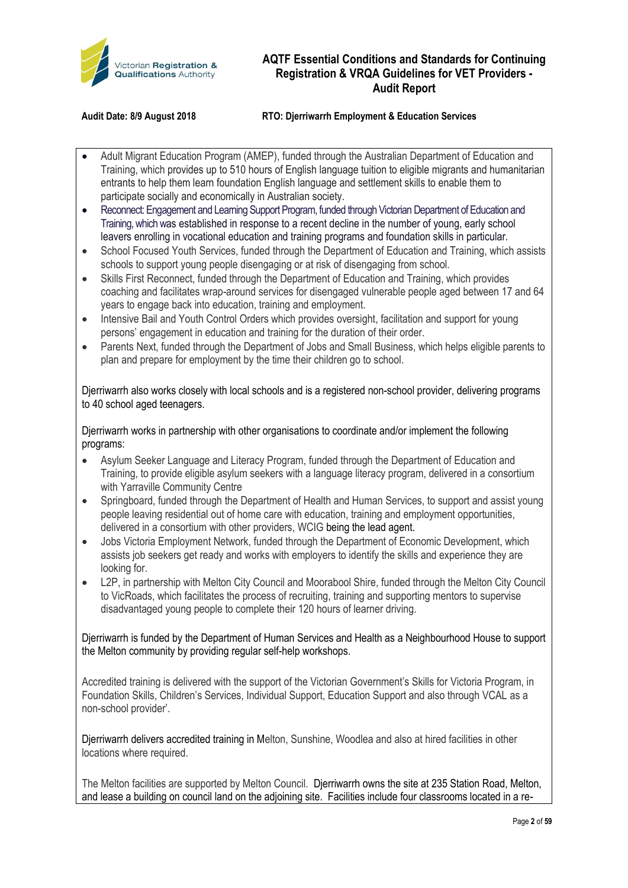- Adult Migrant Education Program (AMEP), funded through the Australian Department of Education and Training, which provides up to 510 hours of English language tuition to eligible migrants and humanitarian entrants to help them learn foundation English language and settlement skills to enable them to participate socially and economically in Australian society.
- Reconnect: Engagement and Learning Support Program, funded through Victorian Department of Education and Training, which was established in response to a recent decline in the number of young, early school leavers enrolling in vocational education and training programs and foundation skills in particular.
- School Focused Youth Services, funded through the Department of Education and Training, which assists schools to support young people disengaging or at risk of disengaging from school.
- Skills First Reconnect, funded through the Department of Education and Training, which provides coaching and facilitates wrap-around services for disengaged vulnerable people aged between 17 and 64 years to engage back into education, training and employment.
- Intensive Bail and Youth Control Orders which provides oversight, facilitation and support for young persons' engagement in education and training for the duration of their order.
- Parents Next, funded through the Department of Jobs and Small Business, which helps eligible parents to plan and prepare for employment by the time their children go to school.

Djerriwarrh also works closely with local schools and is a registered non-school provider, delivering programs to 40 school aged teenagers.

Djerriwarrh works in partnership with other organisations to coordinate and/or implement the following programs:

- Asylum Seeker Language and Literacy Program, funded through the Department of Education and Training, to provide eligible asylum seekers with a language literacy program, delivered in a consortium with Yarraville Community Centre
- Springboard, funded through the Department of Health and Human Services, to support and assist young people leaving residential out of home care with education, training and employment opportunities, delivered in a consortium with other providers, WCIG being the lead agent.
- Jobs Victoria Employment Network, funded through the Department of Economic Development, which assists job seekers get ready and works with employers to identify the skills and experience they are looking for.
- L2P, in partnership with Melton City Council and Moorabool Shire, funded through the Melton City Council to VicRoads, which facilitates the process of recruiting, training and supporting mentors to supervise disadvantaged young people to complete their 120 hours of learner driving.

Djerriwarrh is funded by the Department of Human Services and Health as a Neighbourhood House to support the Melton community by providing regular self-help workshops.

Accredited training is delivered with the support of the Victorian Government's Skills for Victoria Program, in Foundation Skills, Children's Services, Individual Support, Education Support and also through VCAL as a non-school provider'.

Djerriwarrh delivers accredited training in Melton, Sunshine, Woodlea and also at hired facilities in other locations where required.

The Melton facilities are supported by Melton Council. Djerriwarrh owns the site at 235 Station Road, Melton, and lease a building on council land on the adjoining site. Facilities include four classrooms located in a re-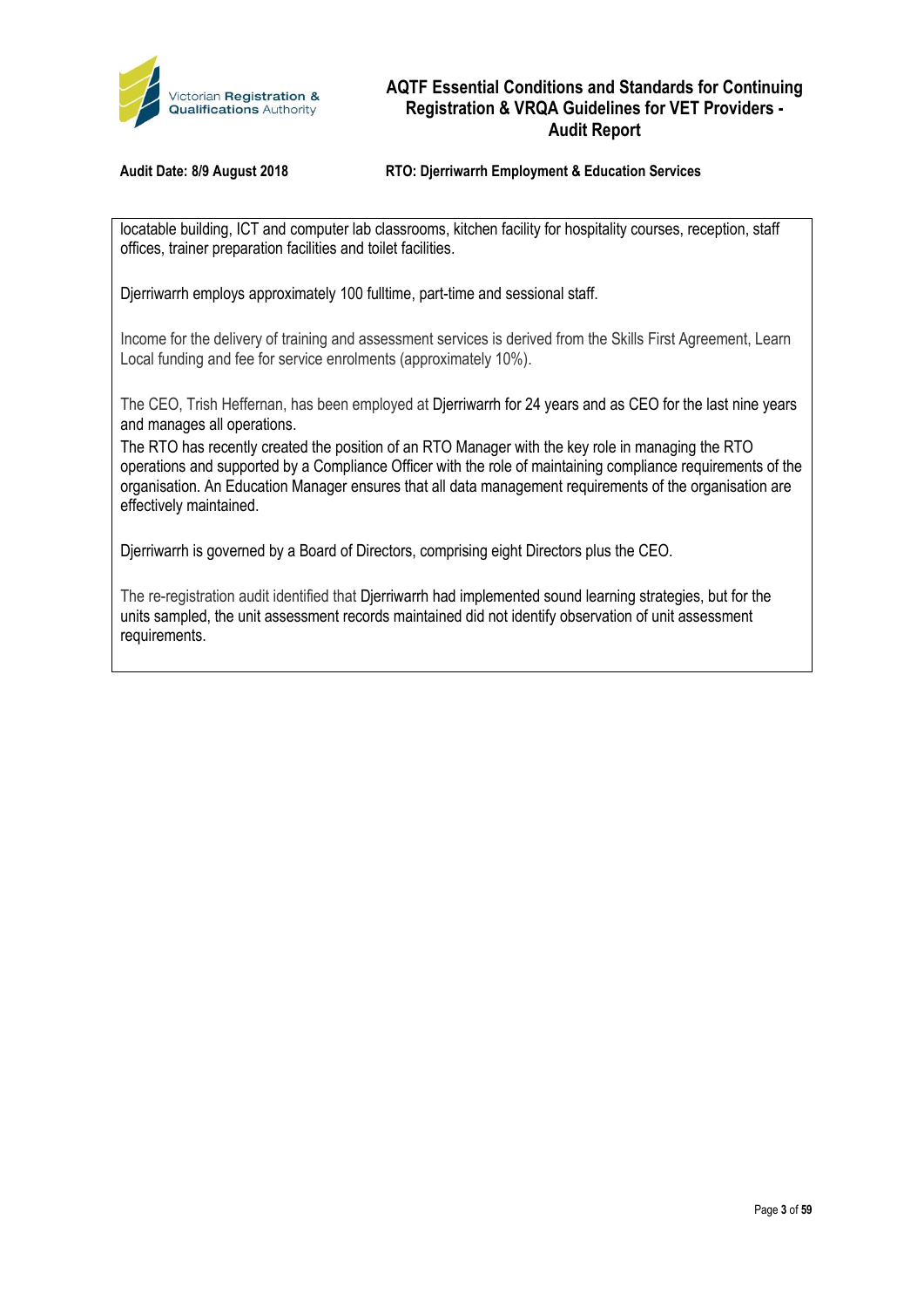locatable building, ICT and computer lab classrooms, kitchen facility for hospitality courses, reception, staff offices, trainer preparation facilities and toilet facilities.

Djerriwarrh employs approximately 100 fulltime, part-time and sessional staff.

Income for the delivery of training and assessment services is derived from the Skills First Agreement, Learn Local funding and fee for service enrolments (approximately 10%).

The CEO, Trish Heffernan, has been employed at Djerriwarrh for 24 years and as CEO for the last nine years and manages all operations.

The RTO has recently created the position of an RTO Manager with the key role in managing the RTO operations and supported by a Compliance Officer with the role of maintaining compliance requirements of the organisation. An Education Manager ensures that all data management requirements of the organisation are effectively maintained.

Djerriwarrh is governed by a Board of Directors, comprising eight Directors plus the CEO.

The re-registration audit identified that Djerriwarrh had implemented sound learning strategies, but for the units sampled, the unit assessment records maintained did not identify observation of unit assessment requirements.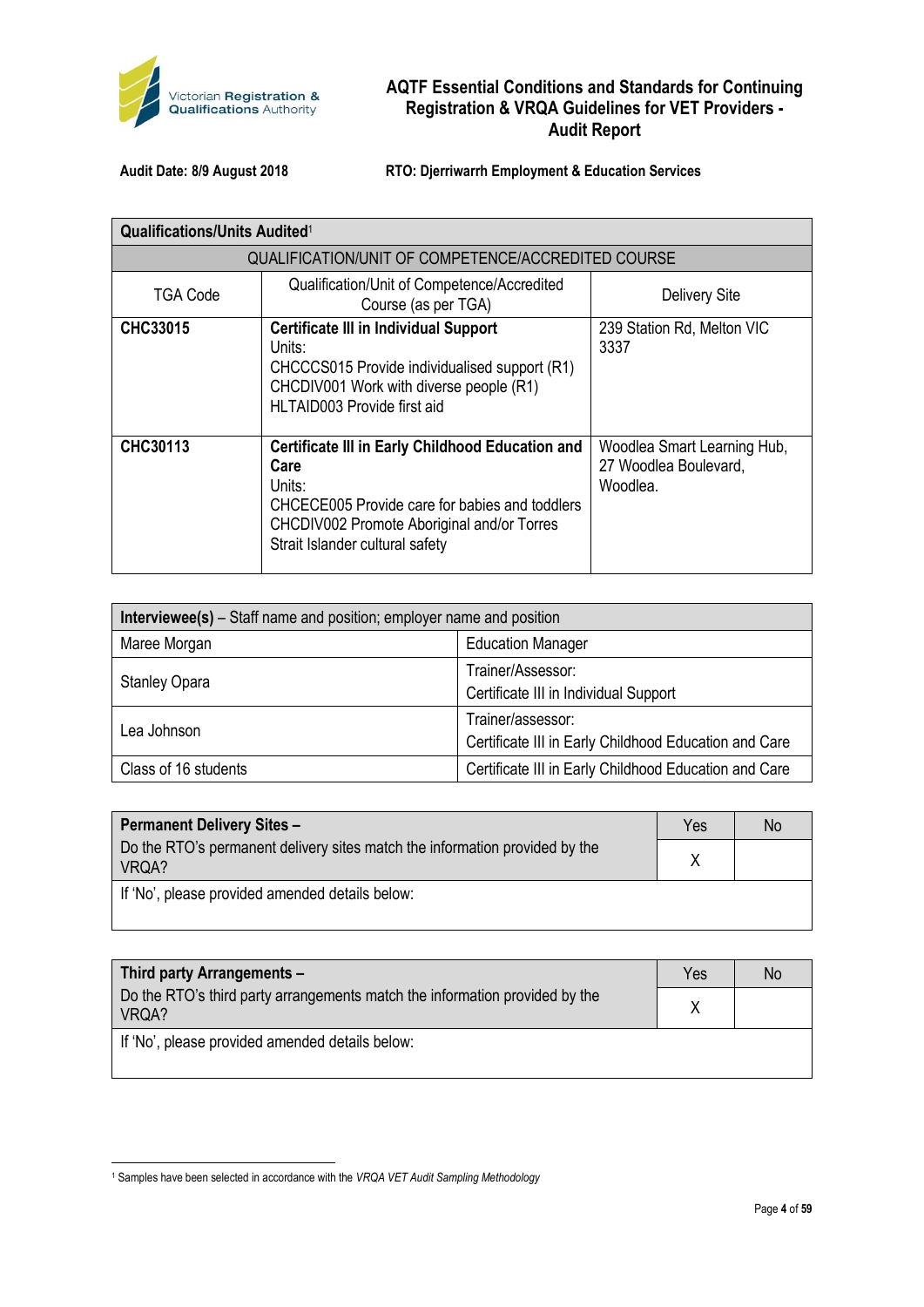Victorian Registration & Qualifications Authority

# AQTF Essential Conditions and Standards for Continuing Registration & VRQA Guidelines for VET Providers - Audit Report

**Audit Date: 8/9 August 2018** **RTO: Djerriwarrh Employment & Education Services**

| **Qualifications/Units Audited**[1] | | |
|---|---|---|
| QUALIFICATION/UNIT OF COMPETENCE/ACCREDITED COURSE | | |
| TGA Code | Qualification/Unit of Competence/Accredited Course (as per TGA) | Delivery Site |
| **CHC33015** | **Certificate III in Individual Support**<br>Units:<br>CHCCCS015 Provide individualised support (R1)<br>CHCDIV001 Work with diverse people (R1)<br>HLTAID003 Provide first aid | 239 Station Rd, Melton VIC 3337 |
| **CHC30113** | **Certificate III in Early Childhood Education and Care**<br>Units:<br>CHCECE005 Provide care for babies and toddlers<br>CHCDIV002 Promote Aboriginal and/or Torres Strait Islander cultural safety | Woodlea Smart Learning Hub, 27 Woodlea Boulevard, Woodlea. |

| **Interviewee(s)** – Staff name and position; employer name and position | |
|---|---|
| Maree Morgan | Education Manager |
| Stanley Opara | Trainer/Assessor:<br>Certificate III in Individual Support |
| Lea Johnson | Trainer/assessor:<br>Certificate III in Early Childhood Education and Care |
| Class of 16 students | Certificate III in Early Childhood Education and Care |

| **Permanent Delivery Sites –** | Yes | No |
|---|---|---|
| Do the RTO's permanent delivery sites match the information provided by the VRQA? | X | |
| If 'No', please provided amended details below: | | |

| **Third party Arrangements –** | Yes | No |
|---|---|---|
| Do the RTO's third party arrangements match the information provided by the VRQA? | X | |
| If 'No', please provided amended details below: | | |

[1] Samples have been selected in accordance with the *VRQA VET Audit Sampling Methodology*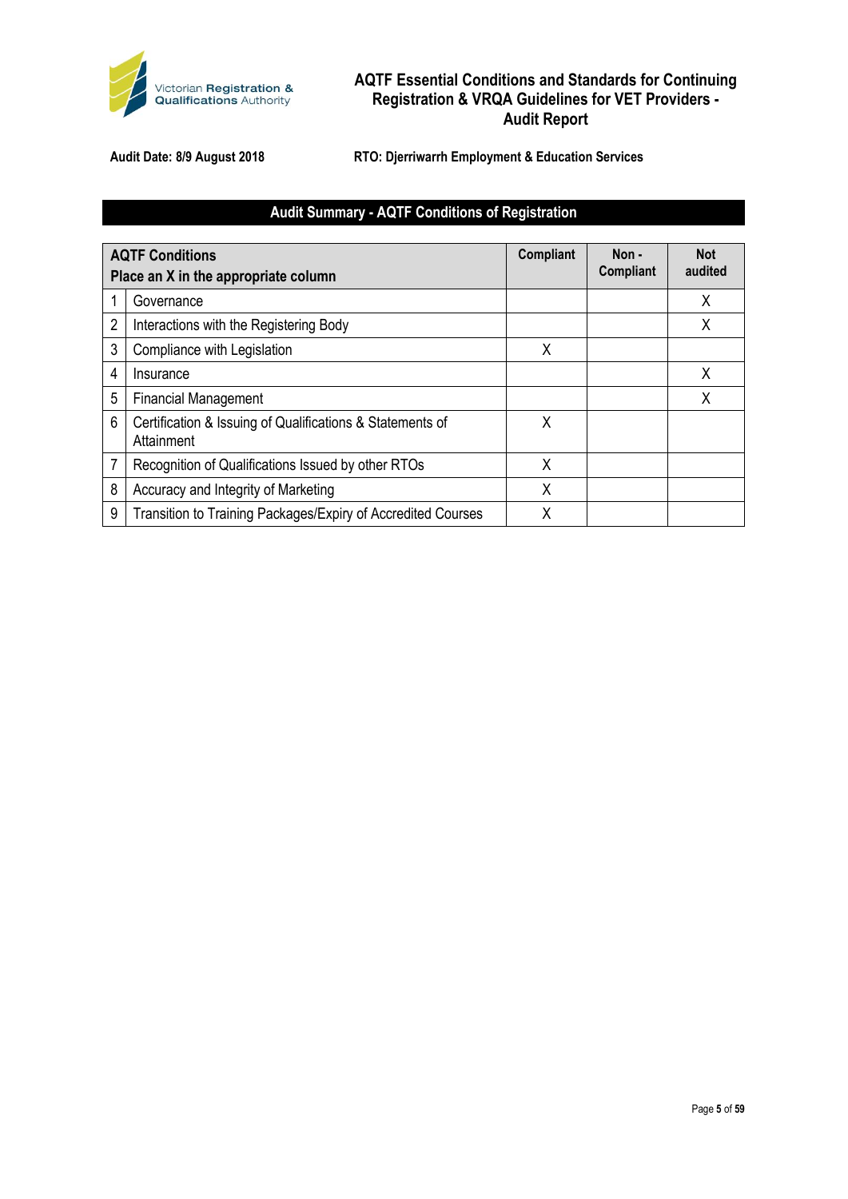Audit Date: 8/9 August 2018

RTO: Djerriwarrh Employment & Education Services

## Audit Summary - AQTF Conditions of Registration

| | AQTF Conditions<br>Place an X in the appropriate column | Compliant | Non - Compliant | Not audited |
|---|---|---|---|---|
| 1 | Governance | | | X |
| 2 | Interactions with the Registering Body | | | X |
| 3 | Compliance with Legislation | X | | |
| 4 | Insurance | | | X |
| 5 | Financial Management | | | X |
| 6 | Certification & Issuing of Qualifications & Statements of Attainment | X | | |
| 7 | Recognition of Qualifications Issued by other RTOs | X | | |
| 8 | Accuracy and Integrity of Marketing | X | | |
| 9 | Transition to Training Packages/Expiry of Accredited Courses | X | | |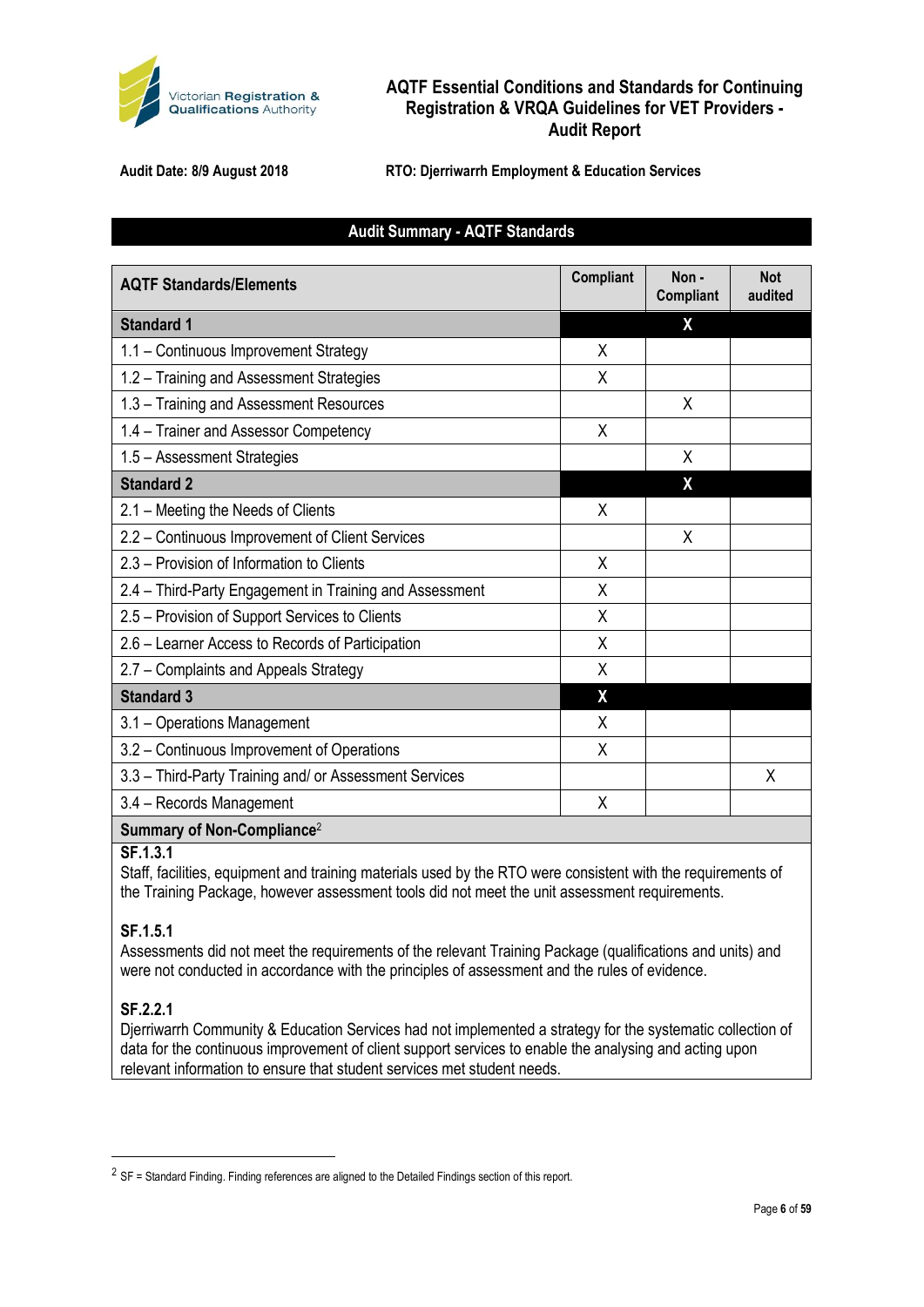Audit Date: 8/9 August 2018

RTO: Djerriwarrh Employment & Education Services

## Audit Summary - AQTF Standards

| AQTF Standards/Elements | Compliant | Non - Compliant | Not audited |
|---|---|---|---|
| **Standard 1** | | **X** | |
| 1.1 – Continuous Improvement Strategy | X | | |
| 1.2 – Training and Assessment Strategies | X | | |
| 1.3 – Training and Assessment Resources | | X | |
| 1.4 – Trainer and Assessor Competency | X | | |
| 1.5 – Assessment Strategies | | X | |
| **Standard 2** | | **X** | |
| 2.1 – Meeting the Needs of Clients | X | | |
| 2.2 – Continuous Improvement of Client Services | | X | |
| 2.3 – Provision of Information to Clients | X | | |
| 2.4 – Third-Party Engagement in Training and Assessment | X | | |
| 2.5 – Provision of Support Services to Clients | X | | |
| 2.6 – Learner Access to Records of Participation | X | | |
| 2.7 – Complaints and Appeals Strategy | X | | |
| **Standard 3** | **X** | | |
| 3.1 – Operations Management | X | | |
| 3.2 – Continuous Improvement of Operations | X | | |
| 3.3 – Third-Party Training and/ or Assessment Services | | | X |
| 3.4 – Records Management | X | | |

**Summary of Non-Compliance**[2]

**SF.1.3.1**
Staff, facilities, equipment and training materials used by the RTO were consistent with the requirements of the Training Package, however assessment tools did not meet the unit assessment requirements.

**SF.1.5.1**
Assessments did not meet the requirements of the relevant Training Package (qualifications and units) and were not conducted in accordance with the principles of assessment and the rules of evidence.

**SF.2.2.1**
Djerriwarrh Community & Education Services had not implemented a strategy for the systematic collection of data for the continuous improvement of client support services to enable the analysing and acting upon relevant information to ensure that student services met student needs.

[2] SF = Standard Finding. Finding references are aligned to the Detailed Findings section of this report.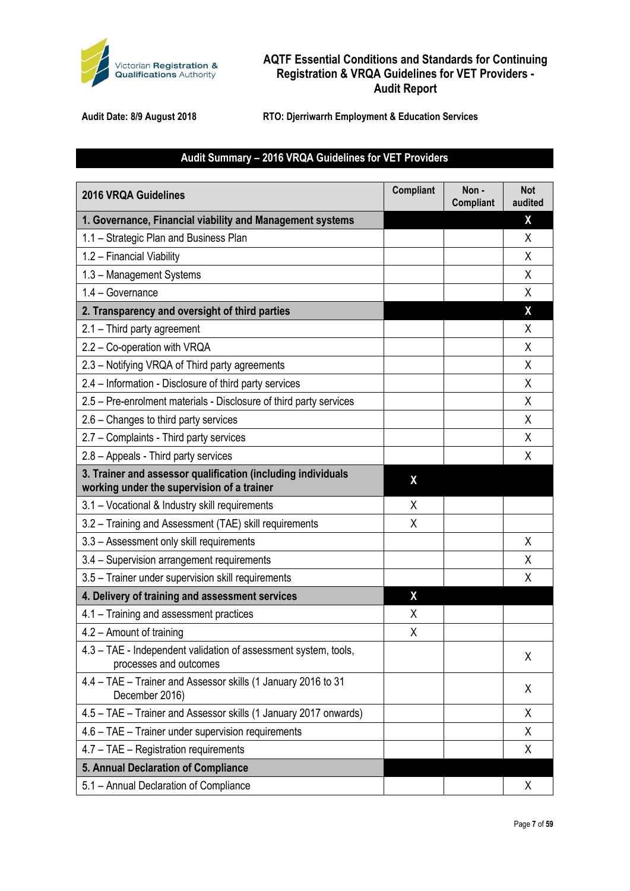# AQTF Essential Conditions and Standards for Continuing Registration & VRQA Guidelines for VET Providers - Audit Report

**Audit Date: 8/9 August 2018** **RTO: Djerriwarrh Employment & Education Services**

## Audit Summary – 2016 VRQA Guidelines for VET Providers

| 2016 VRQA Guidelines | Compliant | Non - Compliant | Not audited |
|---|---|---|---|
| **1. Governance, Financial viability and Management systems** | | | **X** |
| 1.1 – Strategic Plan and Business Plan | | | X |
| 1.2 – Financial Viability | | | X |
| 1.3 – Management Systems | | | X |
| 1.4 – Governance | | | X |
| **2. Transparency and oversight of third parties** | | | **X** |
| 2.1 – Third party agreement | | | X |
| 2.2 – Co-operation with VRQA | | | X |
| 2.3 – Notifying VRQA of Third party agreements | | | X |
| 2.4 – Information - Disclosure of third party services | | | X |
| 2.5 – Pre-enrolment materials - Disclosure of third party services | | | X |
| 2.6 – Changes to third party services | | | X |
| 2.7 – Complaints - Third party services | | | X |
| 2.8 – Appeals - Third party services | | | X |
| **3. Trainer and assessor qualification (including individuals working under the supervision of a trainer** | **X** | | |
| 3.1 – Vocational & Industry skill requirements | X | | |
| 3.2 – Training and Assessment (TAE) skill requirements | X | | |
| 3.3 – Assessment only skill requirements | | | X |
| 3.4 – Supervision arrangement requirements | | | X |
| 3.5 – Trainer under supervision skill requirements | | | X |
| **4. Delivery of training and assessment services** | **X** | | |
| 4.1 – Training and assessment practices | X | | |
| 4.2 – Amount of training | X | | |
| 4.3 – TAE - Independent validation of assessment system, tools, processes and outcomes | | | X |
| 4.4 – TAE – Trainer and Assessor skills (1 January 2016 to 31 December 2016) | | | X |
| 4.5 – TAE – Trainer and Assessor skills (1 January 2017 onwards) | | | X |
| 4.6 – TAE – Trainer under supervision requirements | | | X |
| 4.7 – TAE – Registration requirements | | | X |
| **5. Annual Declaration of Compliance** | | | |
| 5.1 – Annual Declaration of Compliance | | | X |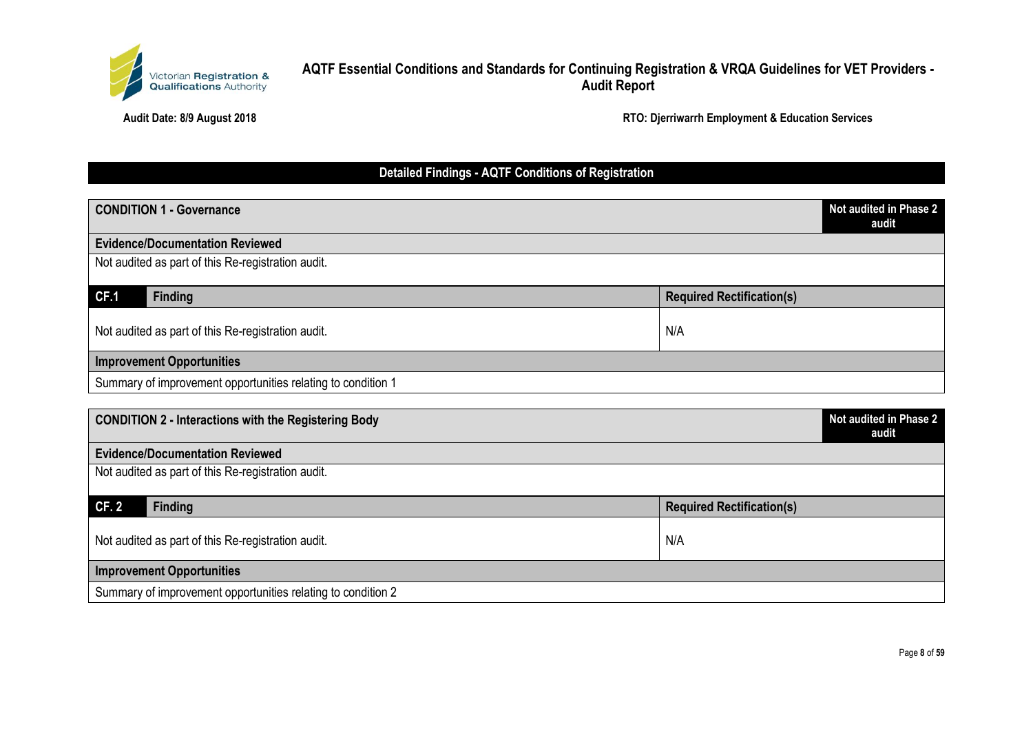## Detailed Findings - AQTF Conditions of Registration

### CONDITION 1 - Governance

**Not audited in Phase 2 audit**

**Evidence/Documentation Reviewed**

Not audited as part of this Re-registration audit.

| CF.1 Finding | Required Rectification(s) |
|---|---|
| Not audited as part of this Re-registration audit. | N/A |

**Improvement Opportunities**

Summary of improvement opportunities relating to condition 1

### CONDITION 2 - Interactions with the Registering Body

**Not audited in Phase 2 audit**

**Evidence/Documentation Reviewed**

Not audited as part of this Re-registration audit.

| CF. 2 Finding | Required Rectification(s) |
|---|---|
| Not audited as part of this Re-registration audit. | N/A |

**Improvement Opportunities**

Summary of improvement opportunities relating to condition 2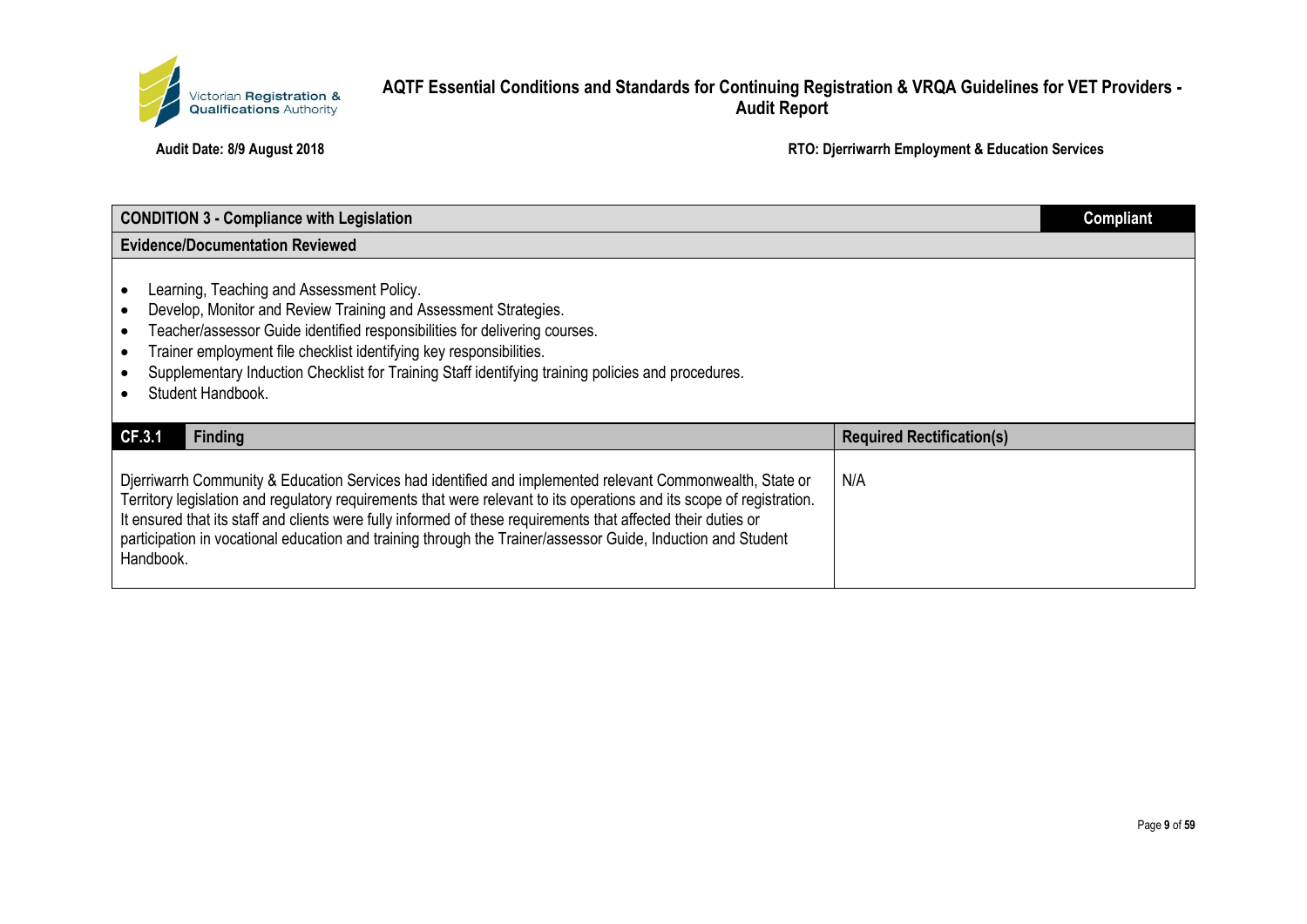| CONDITION 3 - Compliance with Legislation | | Compliant |
|---|---|---|
| **Evidence/Documentation Reviewed** | | |
| • Learning, Teaching and Assessment Policy.<br>• Develop, Monitor and Review Training and Assessment Strategies.<br>• Teacher/assessor Guide identified responsibilities for delivering courses.<br>• Trainer employment file checklist identifying key responsibilities.<br>• Supplementary Induction Checklist for Training Staff identifying training policies and procedures.<br>• Student Handbook. | | |

| CF.3.1 | Finding | Required Rectification(s) |
|---|---|---|
| | Djerriwarrh Community & Education Services had identified and implemented relevant Commonwealth, State or Territory legislation and regulatory requirements that were relevant to its operations and its scope of registration. It ensured that its staff and clients were fully informed of these requirements that affected their duties or participation in vocational education and training through the Trainer/assessor Guide, Induction and Student Handbook. | N/A |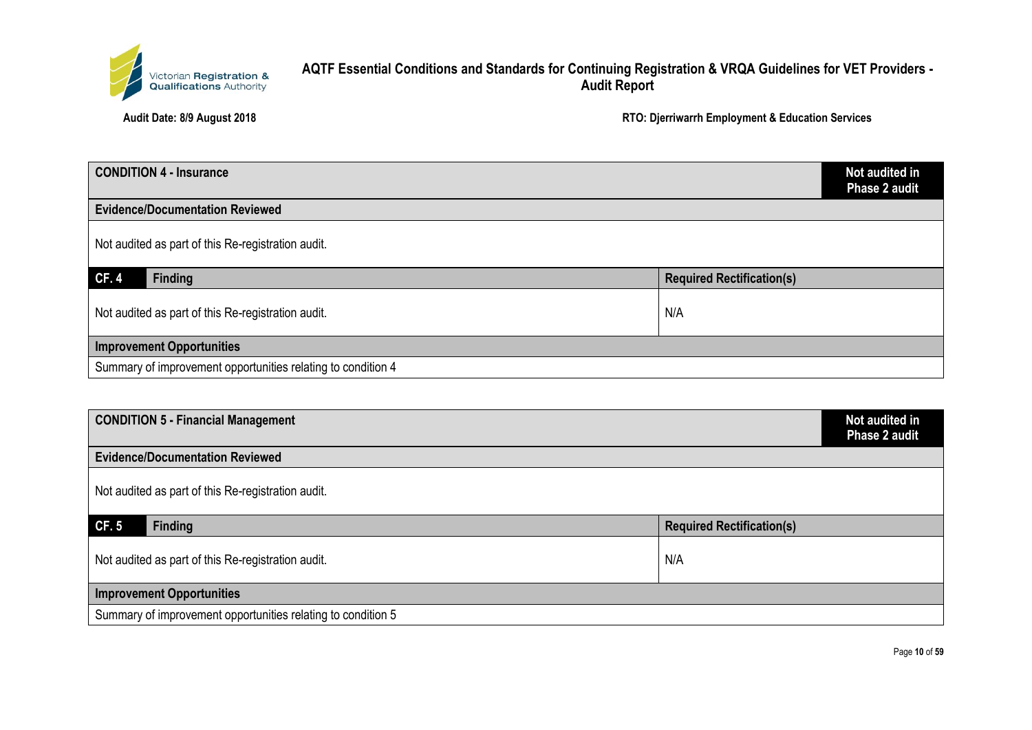| CONDITION 4 - Insurance | | Not audited in Phase 2 audit |
|---|---|---|
| **Evidence/Documentation Reviewed** | | |
| Not audited as part of this Re-registration audit. | | |
| **CF. 4** | **Finding** | **Required Rectification(s)** |
| Not audited as part of this Re-registration audit. | | N/A |
| **Improvement Opportunities** | | |
| Summary of improvement opportunities relating to condition 4 | | |

| CONDITION 5 - Financial Management | | Not audited in Phase 2 audit |
|---|---|---|
| **Evidence/Documentation Reviewed** | | |
| Not audited as part of this Re-registration audit. | | |
| **CF. 5** | **Finding** | **Required Rectification(s)** |
| Not audited as part of this Re-registration audit. | | N/A |
| **Improvement Opportunities** | | |
| Summary of improvement opportunities relating to condition 5 | | |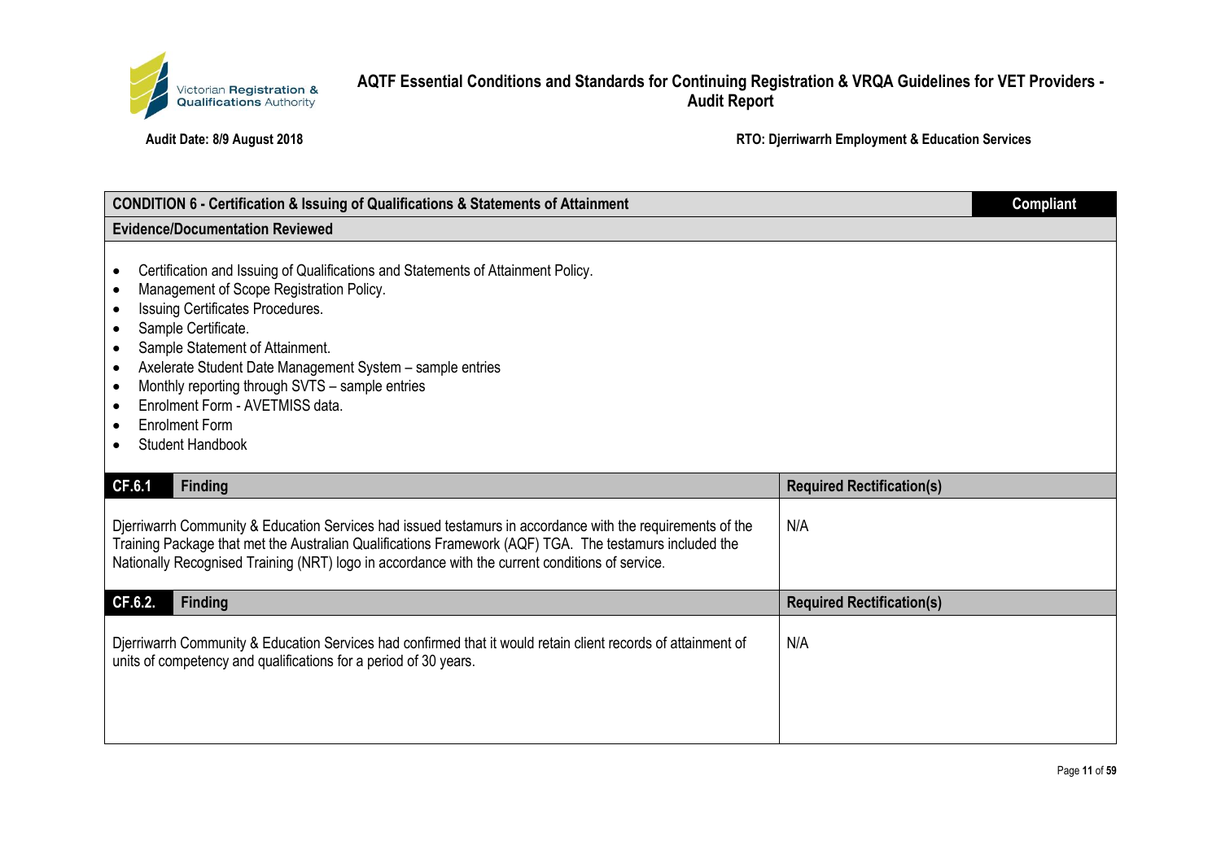**AQTF Essential Conditions and Standards for Continuing Registration & VRQA Guidelines for VET Providers - Audit Report**

**Audit Date: 8/9 August 2018**

**RTO: Djerriwarrh Employment & Education Services**

| CONDITION 6 - Certification & Issuing of Qualifications & Statements of Attainment | Compliant |
|---|---|

**Evidence/Documentation Reviewed**

- Certification and Issuing of Qualifications and Statements of Attainment Policy.
- Management of Scope Registration Policy.
- Issuing Certificates Procedures.
- Sample Certificate.
- Sample Statement of Attainment.
- Axelerate Student Date Management System – sample entries
- Monthly reporting through SVTS – sample entries
- Enrolment Form - AVETMISS data.
- Enrolment Form
- Student Handbook

| CF.6.1 Finding | Required Rectification(s) |
|---|---|
| Djerriwarrh Community & Education Services had issued testamurs in accordance with the requirements of the Training Package that met the Australian Qualifications Framework (AQF) TGA. The testamurs included the Nationally Recognised Training (NRT) logo in accordance with the current conditions of service. | N/A |

| CF.6.2. Finding | Required Rectification(s) |
|---|---|
| Djerriwarrh Community & Education Services had confirmed that it would retain client records of attainment of units of competency and qualifications for a period of 30 years. | N/A |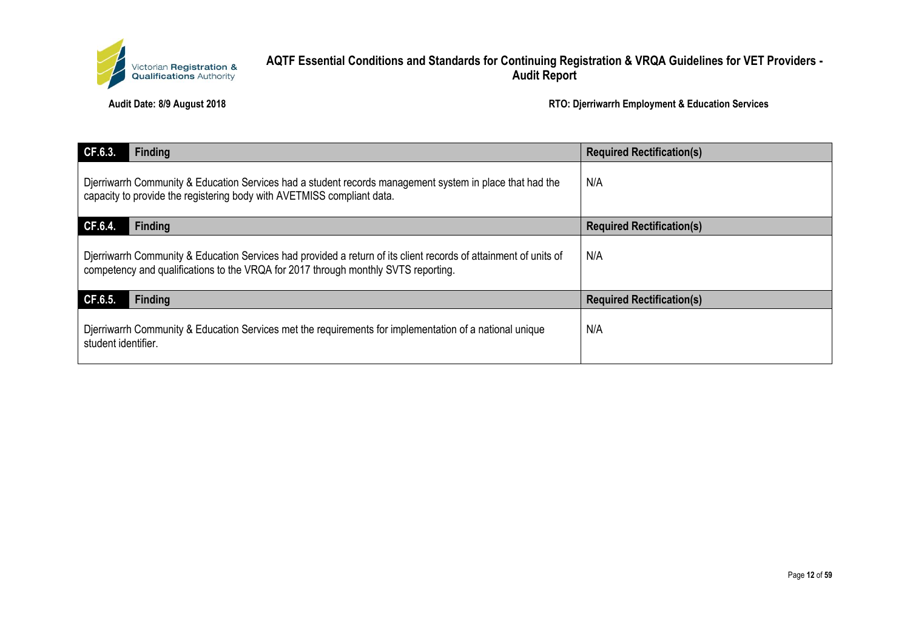| CF.6.3. Finding | Required Rectification(s) |
|---|---|
| Djerriwarrh Community & Education Services had a student records management system in place that had the capacity to provide the registering body with AVETMISS compliant data. | N/A |

| CF.6.4. Finding | Required Rectification(s) |
|---|---|
| Djerriwarrh Community & Education Services had provided a return of its client records of attainment of units of competency and qualifications to the VRQA for 2017 through monthly SVTS reporting. | N/A |

| CF.6.5. Finding | Required Rectification(s) |
|---|---|
| Djerriwarrh Community & Education Services met the requirements for implementation of a national unique student identifier. | N/A |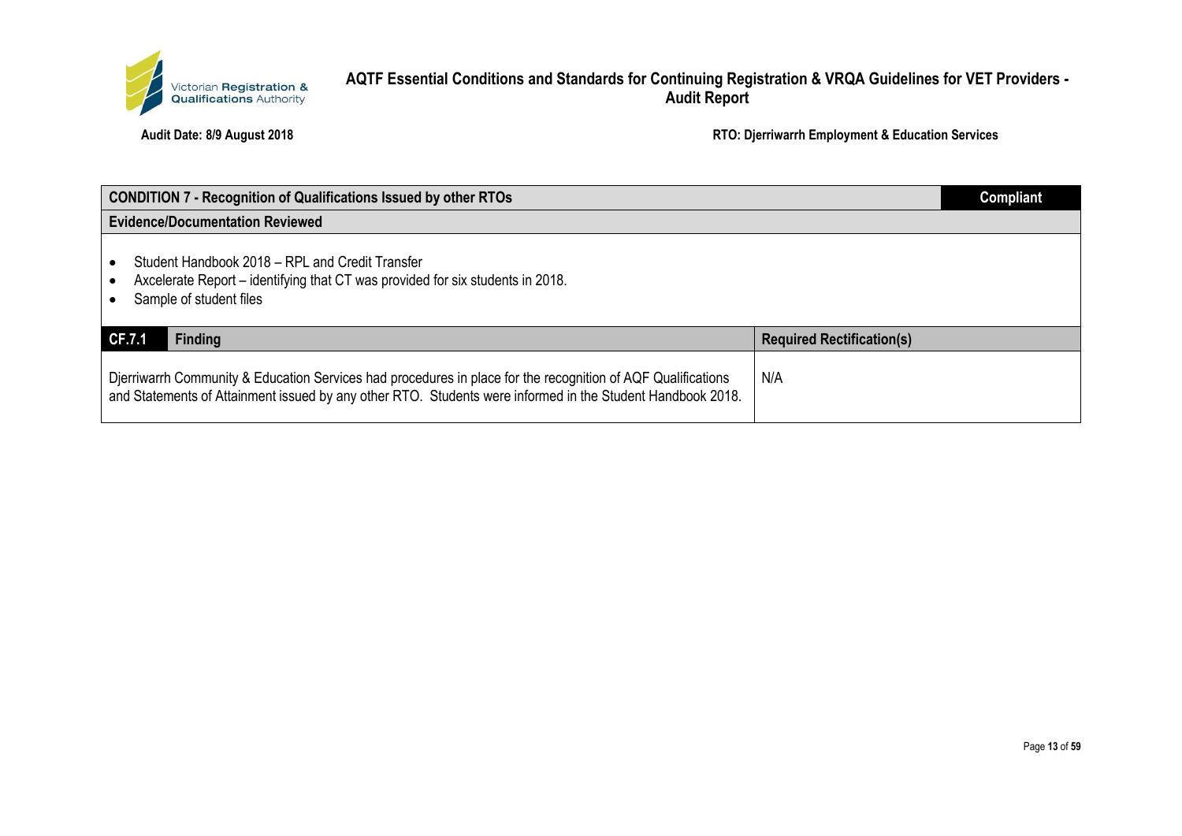| CONDITION 7 - Recognition of Qualifications Issued by other RTOs | Compliant |
| --- | --- |
| **Evidence/Documentation Reviewed** | |

- Student Handbook 2018 – RPL and Credit Transfer
- Axcelerate Report – identifying that CT was provided for six students in 2018.
- Sample of student files

| CF.7.1 Finding | Required Rectification(s) |
| --- | --- |
| Djerriwarrh Community & Education Services had procedures in place for the recognition of AQF Qualifications and Statements of Attainment issued by any other RTO. Students were informed in the Student Handbook 2018. | N/A |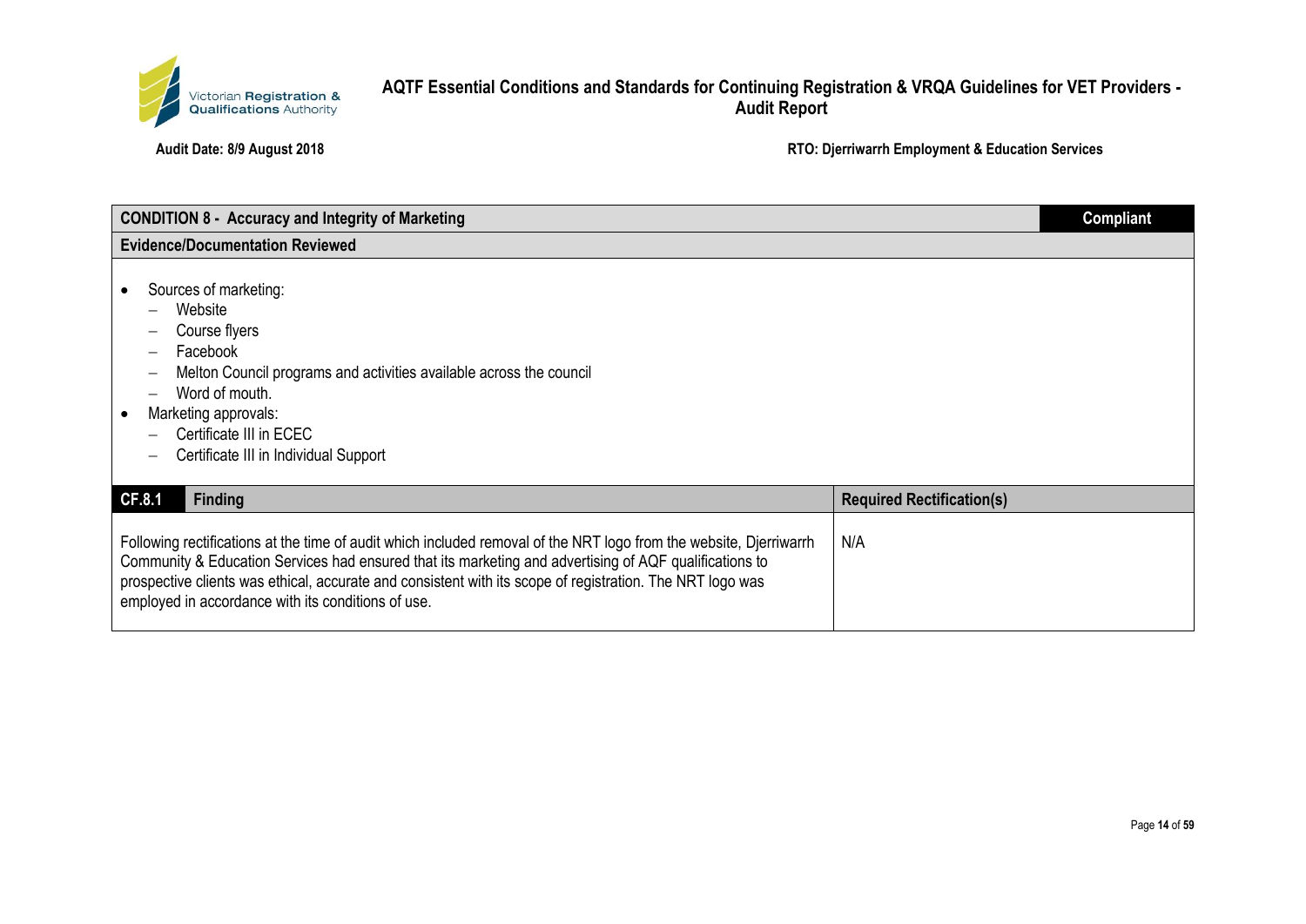| CONDITION 8 - Accuracy and Integrity of Marketing | Compliant |
|---|---|

**Evidence/Documentation Reviewed**

- Sources of marketing:
  - Website
  - Course flyers
  - Facebook
  - Melton Council programs and activities available across the council
  - Word of mouth.
- Marketing approvals:
  - Certificate III in ECEC
  - Certificate III in Individual Support

| CF.8.1 Finding | Required Rectification(s) |
|---|---|
| Following rectifications at the time of audit which included removal of the NRT logo from the website, Djerriwarrh Community & Education Services had ensured that its marketing and advertising of AQF qualifications to prospective clients was ethical, accurate and consistent with its scope of registration. The NRT logo was employed in accordance with its conditions of use. | N/A |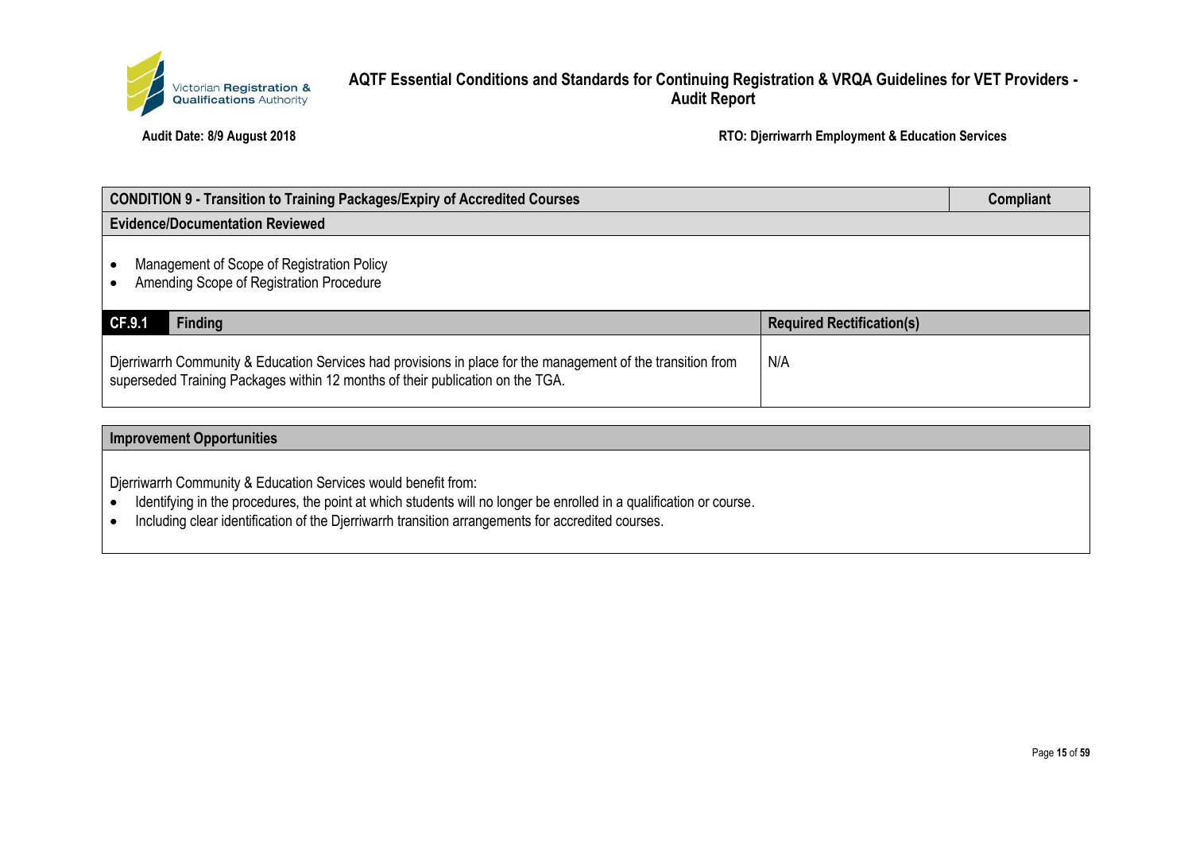| CONDITION 9 - Transition to Training Packages/Expiry of Accredited Courses | Compliant |
|---|---|

**Evidence/Documentation Reviewed**

- Management of Scope of Registration Policy
- Amending Scope of Registration Procedure

| CF.9.1 Finding | Required Rectification(s) |
|---|---|
| Djerriwarrh Community & Education Services had provisions in place for the management of the transition from superseded Training Packages within 12 months of their publication on the TGA. | N/A |

**Improvement Opportunities**

Djerriwarrh Community & Education Services would benefit from:

- Identifying in the procedures, the point at which students will no longer be enrolled in a qualification or course.
- Including clear identification of the Djerriwarrh transition arrangements for accredited courses.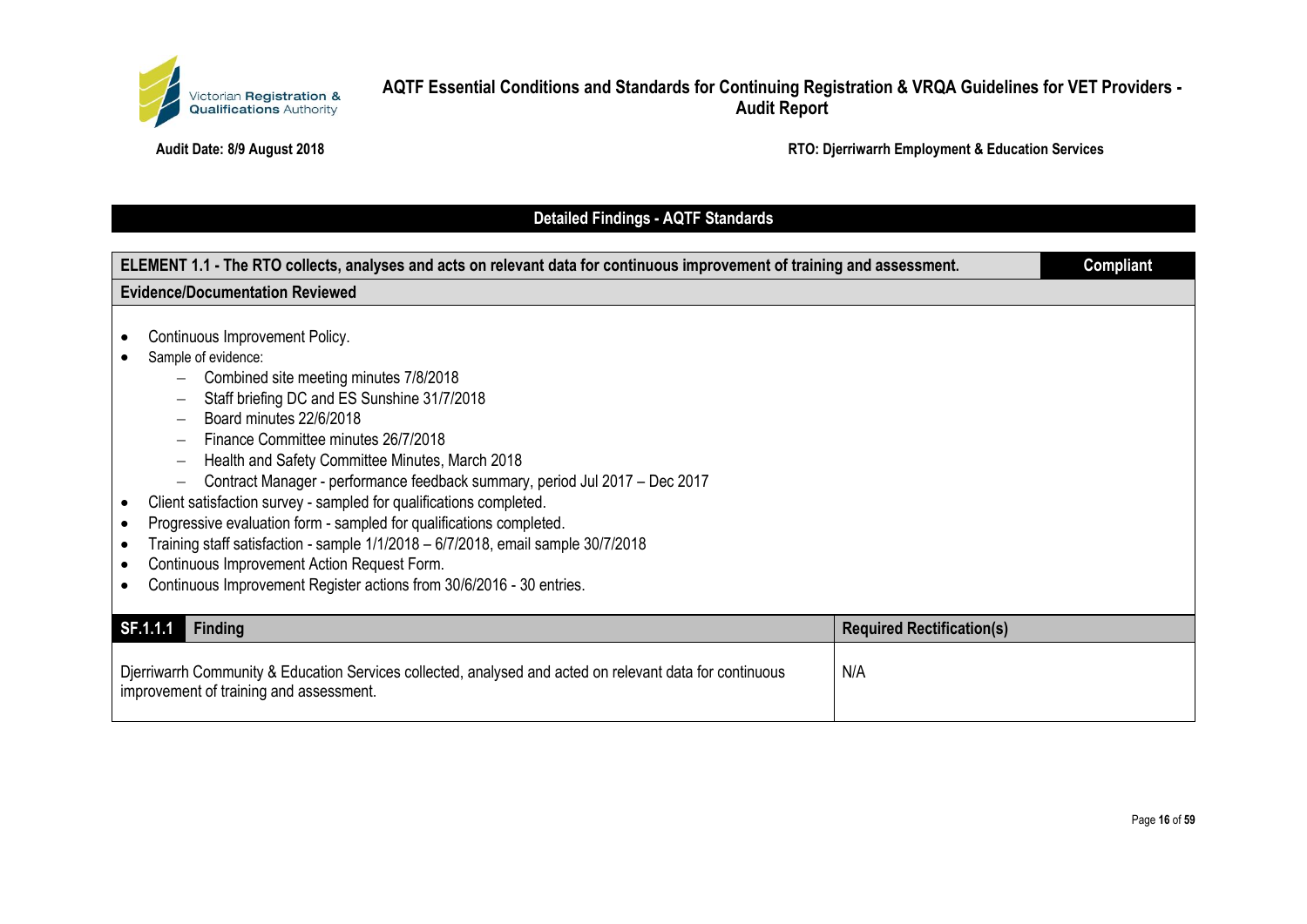## Detailed Findings - AQTF Standards

| ELEMENT 1.1 - The RTO collects, analyses and acts on relevant data for continuous improvement of training and assessment. | Compliant |
|---|---|

**Evidence/Documentation Reviewed**

- Continuous Improvement Policy.
- Sample of evidence:
  - Combined site meeting minutes 7/8/2018
  - Staff briefing DC and ES Sunshine 31/7/2018
  - Board minutes 22/6/2018
  - Finance Committee minutes 26/7/2018
  - Health and Safety Committee Minutes, March 2018
  - Contract Manager - performance feedback summary, period Jul 2017 – Dec 2017
- Client satisfaction survey - sampled for qualifications completed.
- Progressive evaluation form - sampled for qualifications completed.
- Training staff satisfaction - sample 1/1/2018 – 6/7/2018, email sample 30/7/2018
- Continuous Improvement Action Request Form.
- Continuous Improvement Register actions from 30/6/2016 - 30 entries.

| SF.1.1.1 Finding | Required Rectification(s) |
|---|---|
| Djerriwarrh Community & Education Services collected, analysed and acted on relevant data for continuous improvement of training and assessment. | N/A |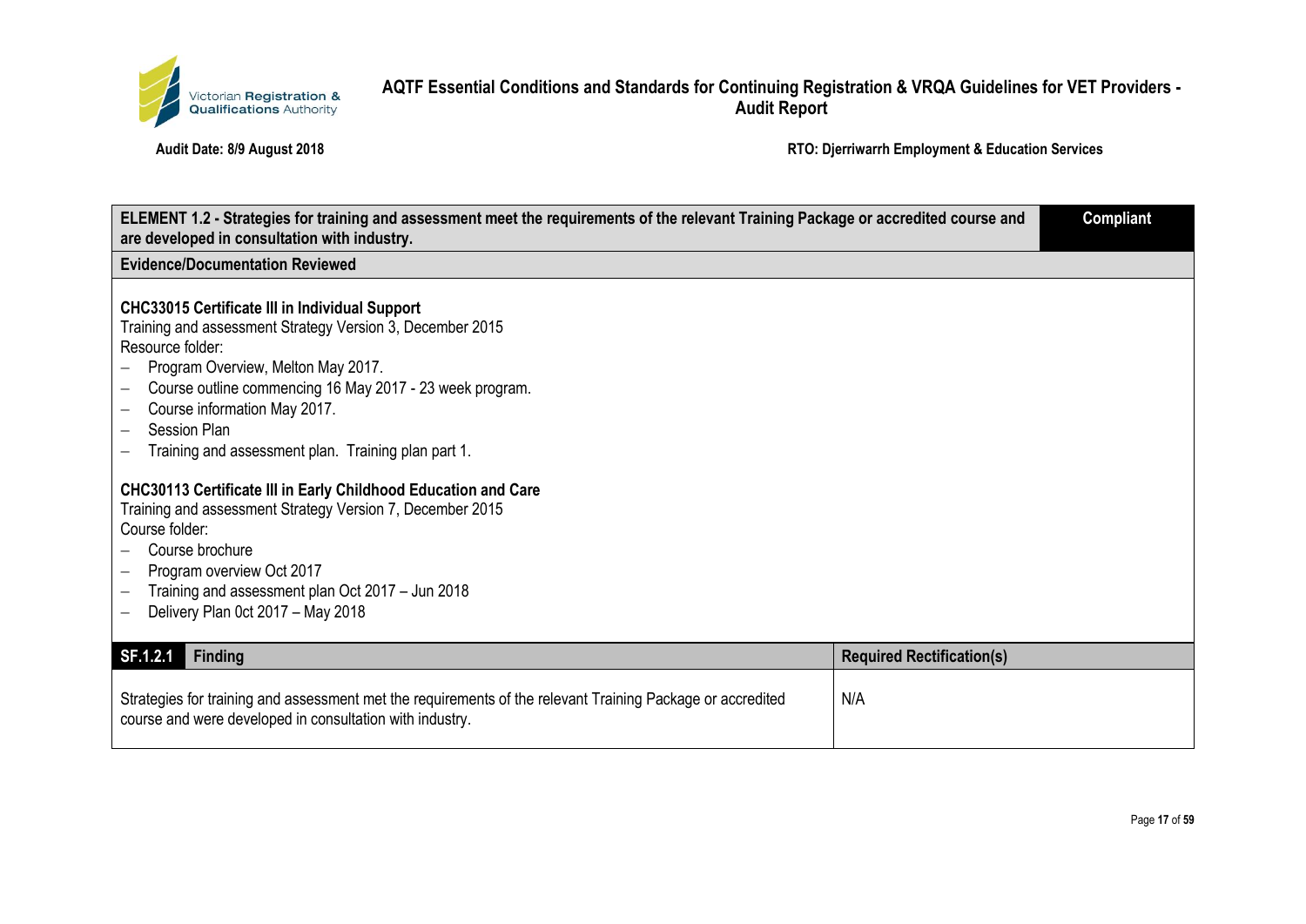| ELEMENT 1.2 - Strategies for training and assessment meet the requirements of the relevant Training Package or accredited course and are developed in consultation with industry. | Compliant |
|---|---|

**Evidence/Documentation Reviewed**

**CHC33015 Certificate III in Individual Support**

Training and assessment Strategy Version 3, December 2015

Resource folder:

- Program Overview, Melton May 2017.
- Course outline commencing 16 May 2017 - 23 week program.
- Course information May 2017.
- Session Plan
- Training and assessment plan. Training plan part 1.

**CHC30113 Certificate III in Early Childhood Education and Care**

Training and assessment Strategy Version 7, December 2015

Course folder:

- Course brochure
- Program overview Oct 2017
- Training and assessment plan Oct 2017 – Jun 2018
- Delivery Plan 0ct 2017 – May 2018

| SF.1.2.1 Finding | Required Rectification(s) |
|---|---|
| Strategies for training and assessment met the requirements of the relevant Training Package or accredited course and were developed in consultation with industry. | N/A |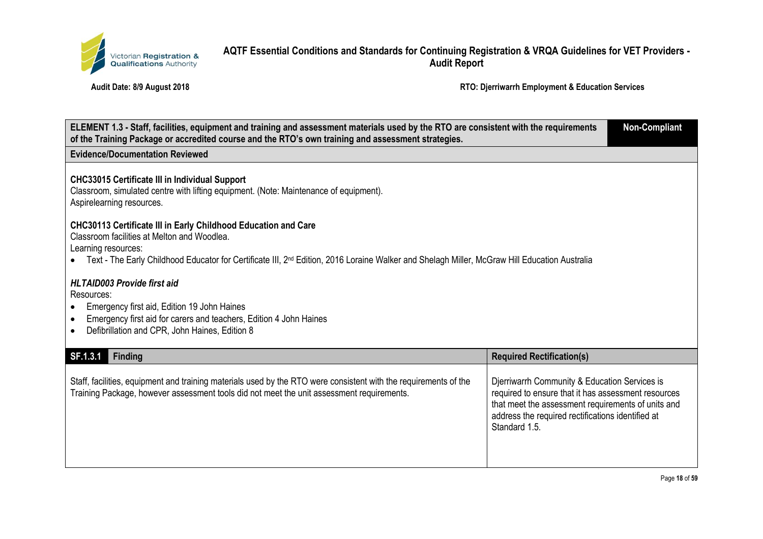| ELEMENT 1.3 - Staff, facilities, equipment and training and assessment materials used by the RTO are consistent with the requirements of the Training Package or accredited course and the RTO's own training and assessment strategies. | Non-Compliant |
|---|---|

**Evidence/Documentation Reviewed**

**CHC33015 Certificate III in Individual Support**
Classroom, simulated centre with lifting equipment. (Note: Maintenance of equipment).
Aspirelearning resources.

**CHC30113 Certificate III in Early Childhood Education and Care**
Classroom facilities at Melton and Woodlea.
Learning resources:

- Text - The Early Childhood Educator for Certificate III, 2nd Edition, 2016 Loraine Walker and Shelagh Miller, McGraw Hill Education Australia

***HLTAID003 Provide first aid***
Resources:

- Emergency first aid, Edition 19 John Haines
- Emergency first aid for carers and teachers, Edition 4 John Haines
- Defibrillation and CPR, John Haines, Edition 8

| SF.1.3.1 Finding | Required Rectification(s) |
|---|---|
| Staff, facilities, equipment and training materials used by the RTO were consistent with the requirements of the Training Package, however assessment tools did not meet the unit assessment requirements. | Djerriwarrh Community & Education Services is required to ensure that it has assessment resources that meet the assessment requirements of units and address the required rectifications identified at Standard 1.5. |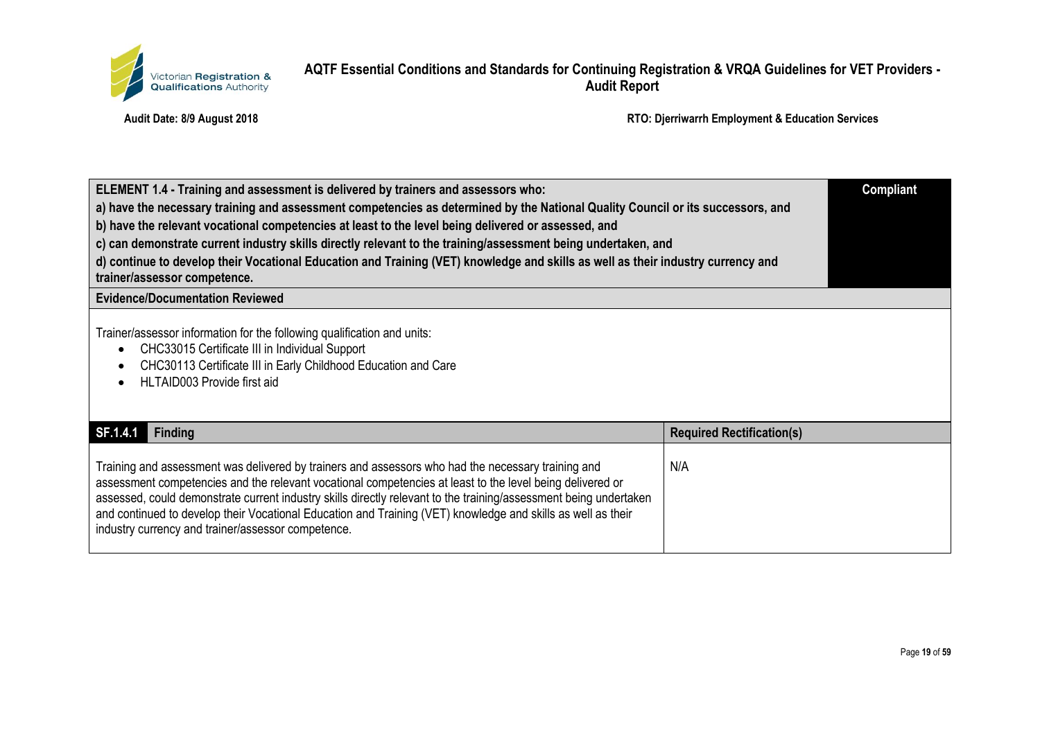| ELEMENT 1.4 - Training and assessment is delivered by trainers and assessors who:<br>a) have the necessary training and assessment competencies as determined by the National Quality Council or its successors, and<br>b) have the relevant vocational competencies at least to the level being delivered or assessed, and<br>c) can demonstrate current industry skills directly relevant to the training/assessment being undertaken, and<br>d) continue to develop their Vocational Education and Training (VET) knowledge and skills as well as their industry currency and trainer/assessor competence. | Compliant |
|---|---|

**Evidence/Documentation Reviewed**

Trainer/assessor information for the following qualification and units:

- CHC33015 Certificate III in Individual Support
- CHC30113 Certificate III in Early Childhood Education and Care
- HLTAID003 Provide first aid

| SF.1.4.1 Finding | Required Rectification(s) |
|---|---|
| Training and assessment was delivered by trainers and assessors who had the necessary training and assessment competencies and the relevant vocational competencies at least to the level being delivered or assessed, could demonstrate current industry skills directly relevant to the training/assessment being undertaken and continued to develop their Vocational Education and Training (VET) knowledge and skills as well as their industry currency and trainer/assessor competence. | N/A |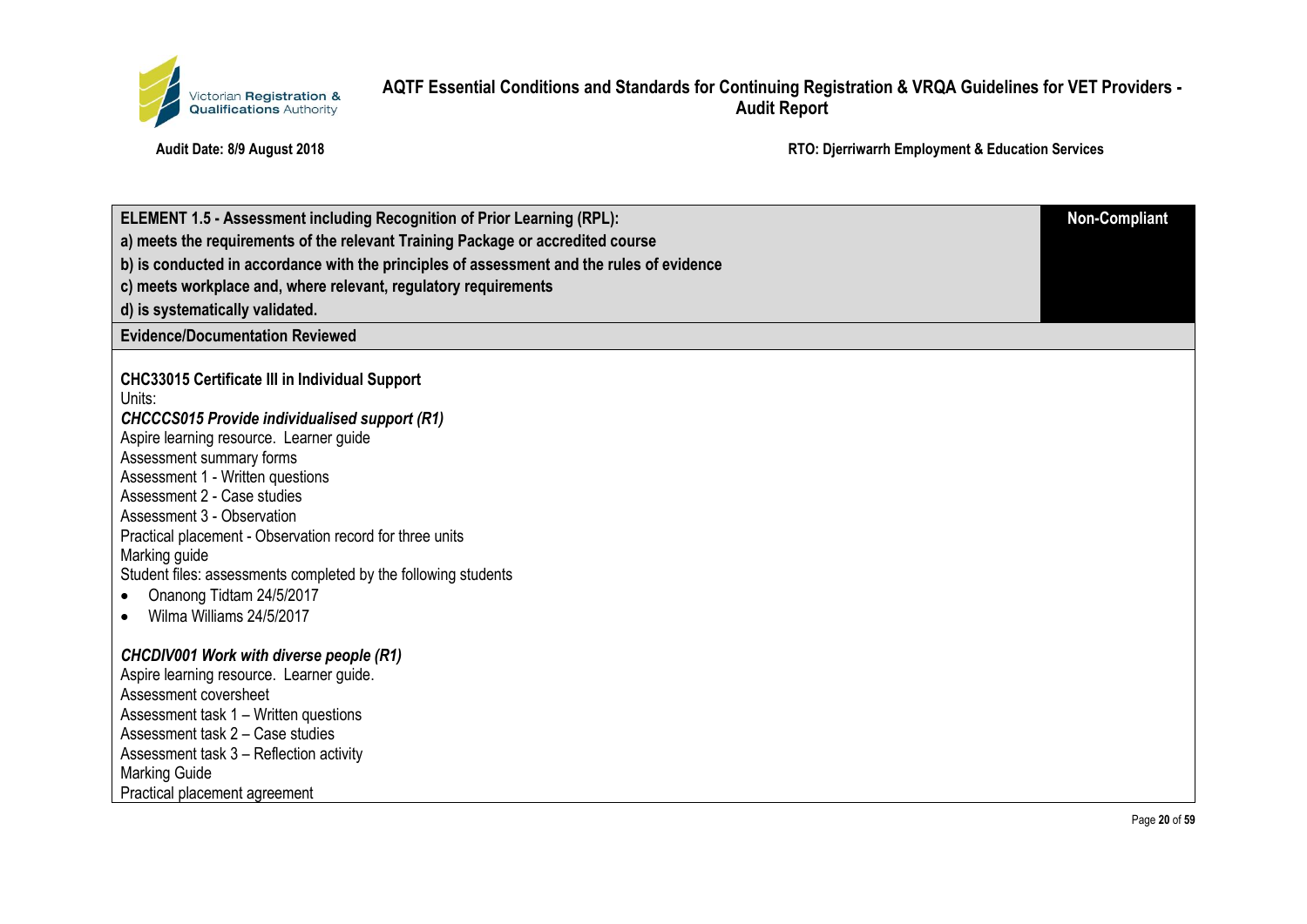| ELEMENT 1.5 - Assessment including Recognition of Prior Learning (RPL):<br>a) meets the requirements of the relevant Training Package or accredited course<br>b) is conducted in accordance with the principles of assessment and the rules of evidence<br>c) meets workplace and, where relevant, regulatory requirements<br>d) is systematically validated. | Non-Compliant |
|---|---|

**Evidence/Documentation Reviewed**

**CHC33015 Certificate III in Individual Support**

Units:

***CHCCCS015 Provide individualised support (R1)***

Aspire learning resource. Learner guide
Assessment summary forms
Assessment 1 - Written questions
Assessment 2 - Case studies
Assessment 3 - Observation
Practical placement - Observation record for three units
Marking guide
Student files: assessments completed by the following students

- Onanong Tidtam 24/5/2017
- Wilma Williams 24/5/2017

***CHCDIV001 Work with diverse people (R1)***

Aspire learning resource. Learner guide.
Assessment coversheet
Assessment task 1 – Written questions
Assessment task 2 – Case studies
Assessment task 3 – Reflection activity
Marking Guide
Practical placement agreement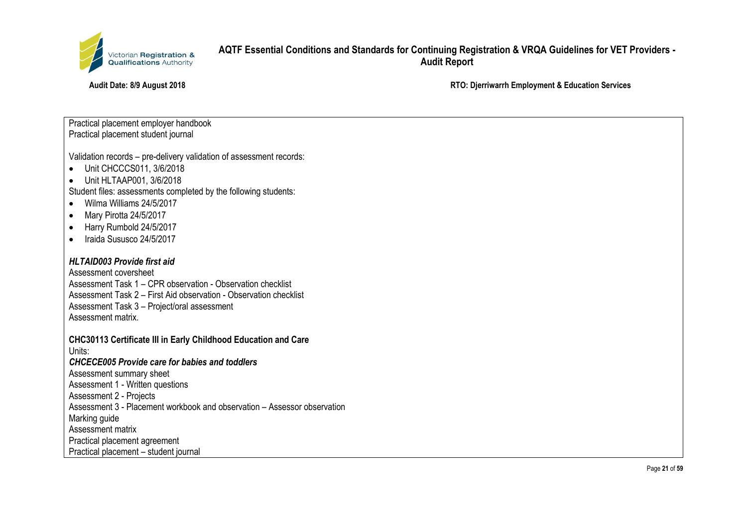Practical placement employer handbook
Practical placement student journal

Validation records – pre-delivery validation of assessment records:

- Unit CHCCCS011, 3/6/2018
- Unit HLTAAP001, 3/6/2018

Student files: assessments completed by the following students:

- Wilma Williams 24/5/2017
- Mary Pirotta 24/5/2017
- Harry Rumbold 24/5/2017
- Iraida Sususco 24/5/2017

***HLTAID003 Provide first aid***

Assessment coversheet
Assessment Task 1 – CPR observation - Observation checklist
Assessment Task 2 – First Aid observation - Observation checklist
Assessment Task 3 – Project/oral assessment
Assessment matrix.

**CHC30113 Certificate III in Early Childhood Education and Care**

Units:

***CHCECE005 Provide care for babies and toddlers***

Assessment summary sheet
Assessment 1 - Written questions
Assessment 2 - Projects
Assessment 3 - Placement workbook and observation – Assessor observation
Marking guide
Assessment matrix
Practical placement agreement
Practical placement – student journal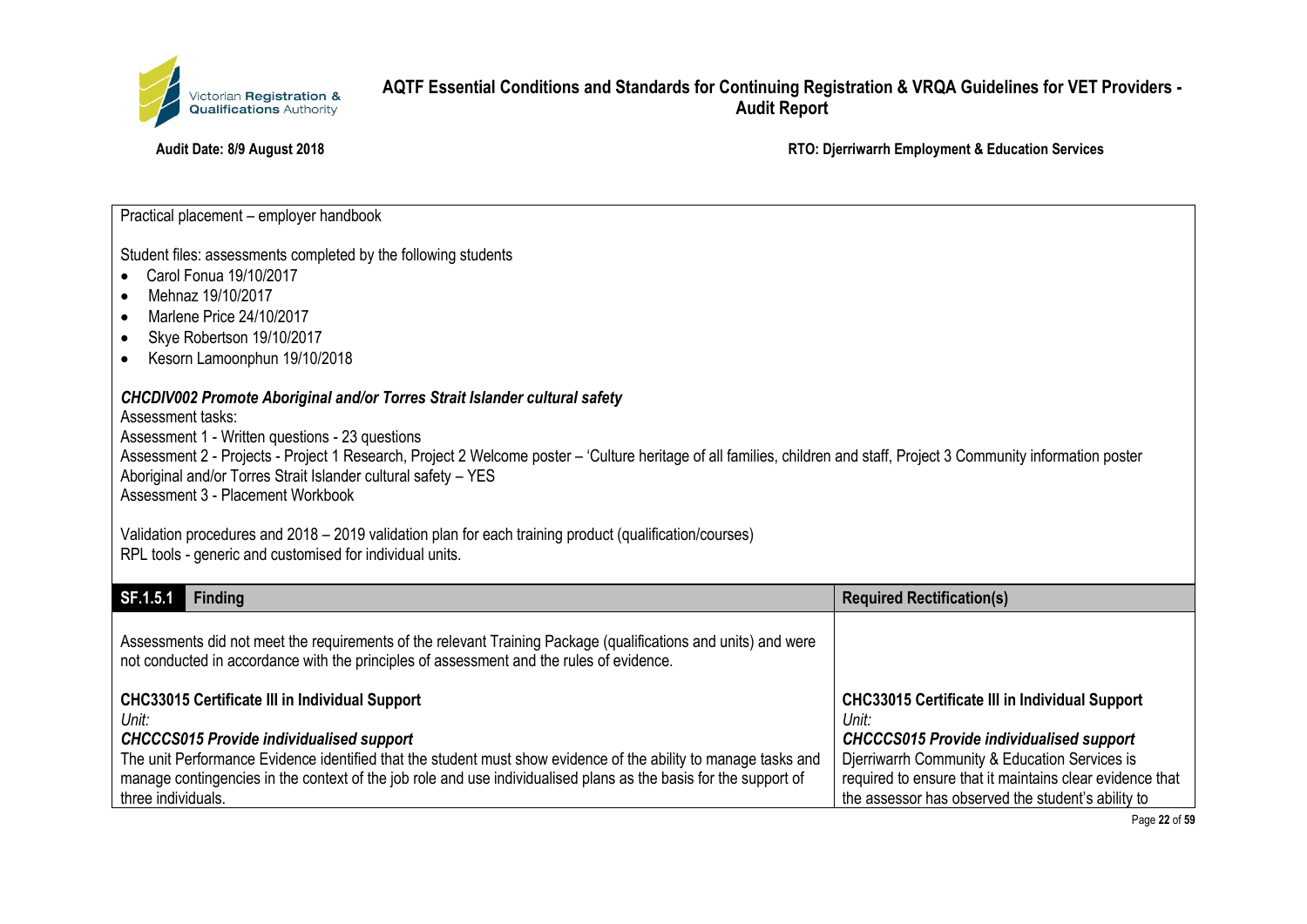Practical placement – employer handbook

Student files: assessments completed by the following students

- Carol Fonua 19/10/2017
- Mehnaz 19/10/2017
- Marlene Price 24/10/2017
- Skye Robertson 19/10/2017
- Kesorn Lamoonphun 19/10/2018

***CHCDIV002 Promote Aboriginal and/or Torres Strait Islander cultural safety***

Assessment tasks:

Assessment 1 - Written questions - 23 questions

Assessment 2 - Projects - Project 1 Research, Project 2 Welcome poster – 'Culture heritage of all families, children and staff, Project 3 Community information poster Aboriginal and/or Torres Strait Islander cultural safety – YES

Assessment 3 - Placement Workbook

Validation procedures and 2018 – 2019 validation plan for each training product (qualification/courses)

RPL tools - generic and customised for individual units.

| **SF.1.5.1** Finding | Required Rectification(s) |
|---|---|
| Assessments did not meet the requirements of the relevant Training Package (qualifications and units) and were not conducted in accordance with the principles of assessment and the rules of evidence.<br><br>**CHC33015 Certificate III in Individual Support**<br>*Unit:*<br>***CHCCCS015 Provide individualised support***<br>The unit Performance Evidence identified that the student must show evidence of the ability to manage tasks and manage contingencies in the context of the job role and use individualised plans as the basis for the support of three individuals. | **CHC33015 Certificate III in Individual Support**<br>*Unit:*<br>***CHCCCS015 Provide individualised support***<br>Djerriwarrh Community & Education Services is required to ensure that it maintains clear evidence that the assessor has observed the student's ability to |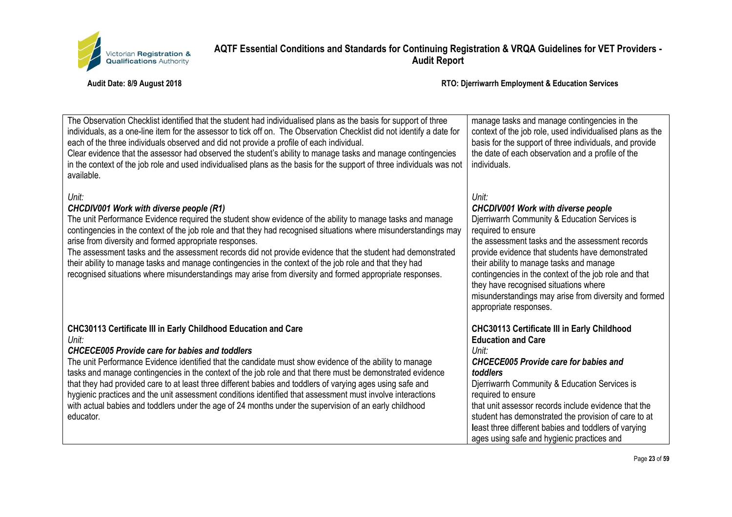| | |
|---|---|
| The Observation Checklist identified that the student had individualised plans as the basis for support of three individuals, as a one-line item for the assessor to tick off on. The Observation Checklist did not identify a date for each of the three individuals observed and did not provide a profile of each individual.<br>Clear evidence that the assessor had observed the student's ability to manage tasks and manage contingencies in the context of the job role and used individualised plans as the basis for the support of three individuals was not available.<br><br>*Unit:*<br>***CHCDIV001 Work with diverse people (R1)***<br>The unit Performance Evidence required the student show evidence of the ability to manage tasks and manage contingencies in the context of the job role and that they had recognised situations where misunderstandings may arise from diversity and formed appropriate responses.<br>The assessment tasks and the assessment records did not provide evidence that the student had demonstrated their ability to manage tasks and manage contingencies in the context of the job role and that they had recognised situations where misunderstandings may arise from diversity and formed appropriate responses. | manage tasks and manage contingencies in the context of the job role, used individualised plans as the basis for the support of three individuals, and provide the date of each observation and a profile of the individuals.<br><br>*Unit:*<br>***CHCDIV001 Work with diverse people***<br>Djerriwarrh Community & Education Services is required to ensure<br>the assessment tasks and the assessment records provide evidence that students have demonstrated their ability to manage tasks and manage contingencies in the context of the job role and that they have recognised situations where misunderstandings may arise from diversity and formed appropriate responses. |
| **CHC30113 Certificate III in Early Childhood Education and Care**<br>*Unit:*<br>***CHCECE005 Provide care for babies and toddlers***<br>The unit Performance Evidence identified that the candidate must show evidence of the ability to manage tasks and manage contingencies in the context of the job role and that there must be demonstrated evidence that they had provided care to at least three different babies and toddlers of varying ages using safe and hygienic practices and the unit assessment conditions identified that assessment must involve interactions with actual babies and toddlers under the age of 24 months under the supervision of an early childhood educator. | **CHC30113 Certificate III in Early Childhood Education and Care**<br>*Unit:*<br>***CHCECE005 Provide care for babies and toddlers***<br>Djerriwarrh Community & Education Services is required to ensure<br>that unit assessor records include evidence that the student has demonstrated the provision of care to at least three different babies and toddlers of varying ages using safe and hygienic practices and |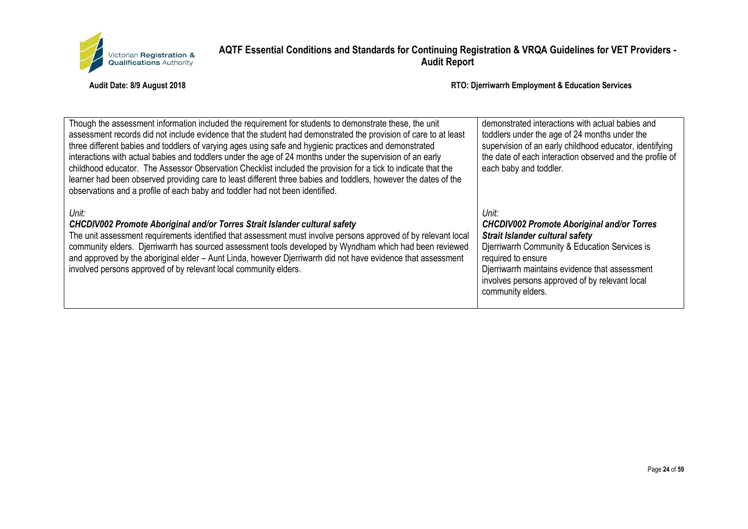| | |
|---|---|
| Though the assessment information included the requirement for students to demonstrate these, the unit assessment records did not include evidence that the student had demonstrated the provision of care to at least three different babies and toddlers of varying ages using safe and hygienic practices and demonstrated interactions with actual babies and toddlers under the age of 24 months under the supervision of an early childhood educator. The Assessor Observation Checklist included the provision for a tick to indicate that the learner had been observed providing care to least different three babies and toddlers, however the dates of the observations and a profile of each baby and toddler had not been identified. | demonstrated interactions with actual babies and toddlers under the age of 24 months under the supervision of an early childhood educator, identifying the date of each interaction observed and the profile of each baby and toddler. |
| *Unit:*<br>***CHCDIV002 Promote Aboriginal and/or Torres Strait Islander cultural safety***<br>The unit assessment requirements identified that assessment must involve persons approved of by relevant local community elders. Djerriwarrh has sourced assessment tools developed by Wyndham which had been reviewed and approved by the aboriginal elder – Aunt Linda, however Djerriwarrh did not have evidence that assessment involved persons approved of by relevant local community elders. | *Unit:*<br>***CHCDIV002 Promote Aboriginal and/or Torres Strait Islander cultural safety***<br>Djerriwarrh Community & Education Services is required to ensure<br>Djerriwarrh maintains evidence that assessment involves persons approved of by relevant local community elders. |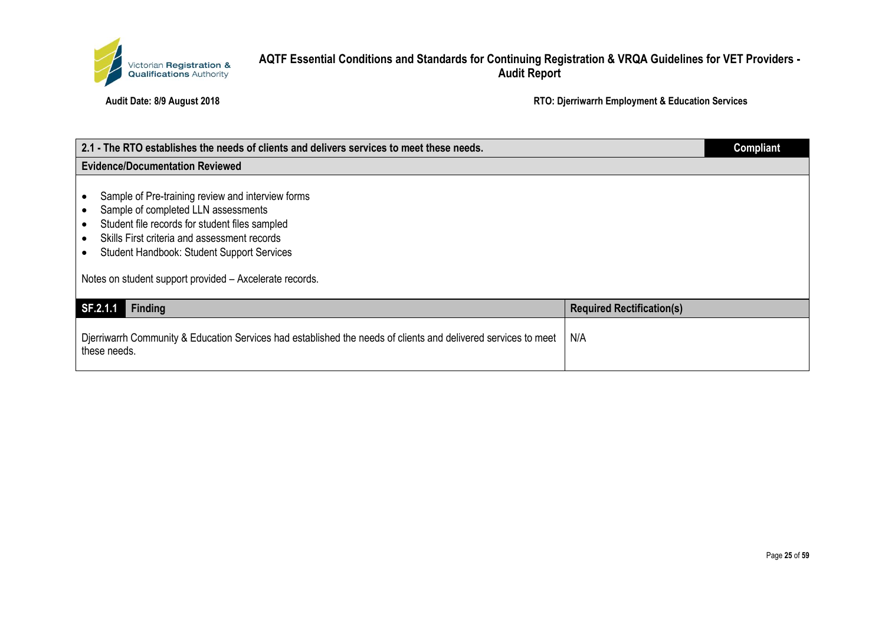| 2.1 - The RTO establishes the needs of clients and delivers services to meet these needs. | Compliant |
|---|---|
| **Evidence/Documentation Reviewed** | |
| • Sample of Pre-training review and interview forms<br>• Sample of completed LLN assessments<br>• Student file records for student files sampled<br>• Skills First criteria and assessment records<br>• Student Handbook: Student Support Services<br><br>Notes on student support provided – Axcelerate records. | |

| SF.2.1.1 Finding | Required Rectification(s) |
|---|---|
| Djerriwarrh Community & Education Services had established the needs of clients and delivered services to meet these needs. | N/A |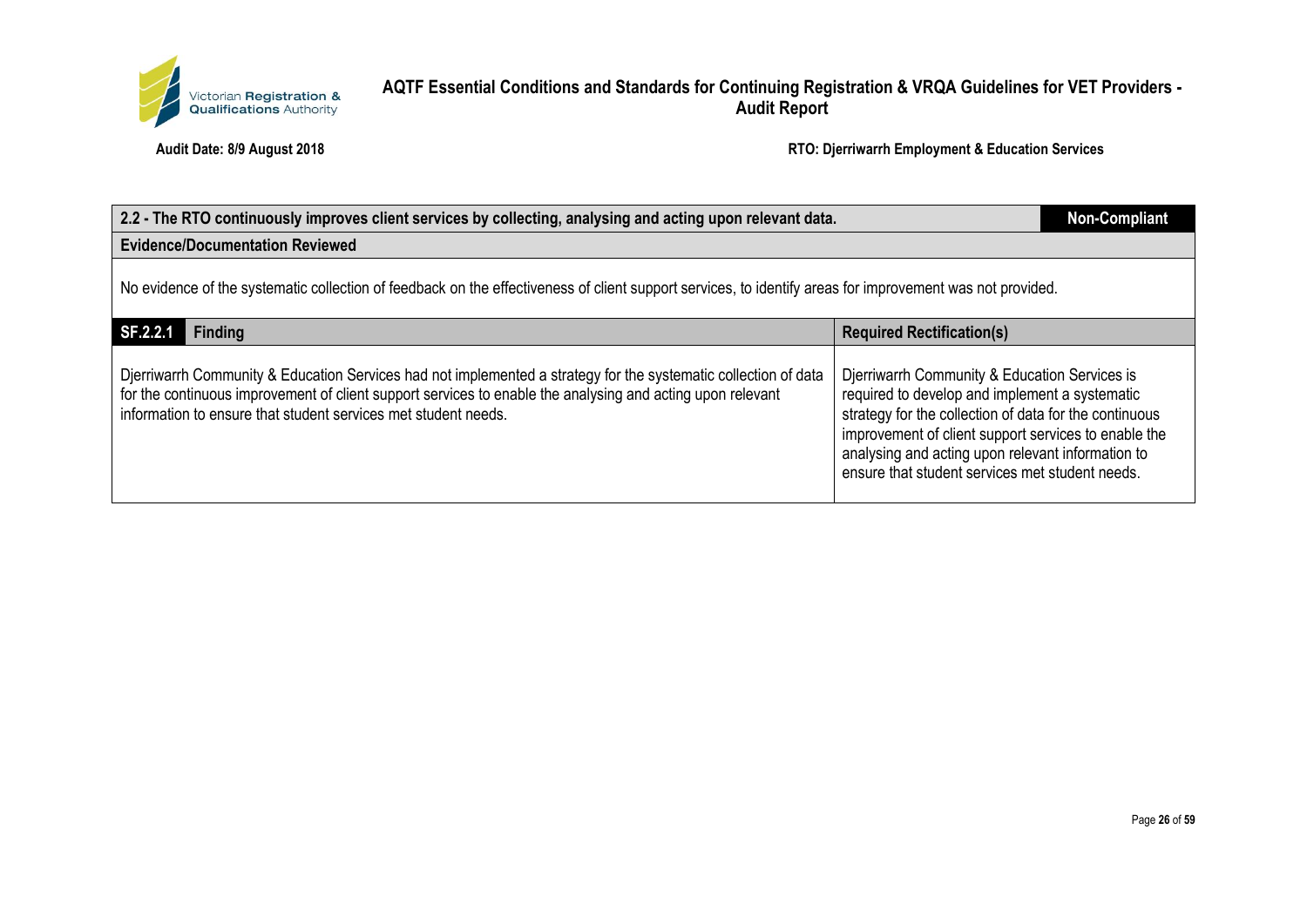| 2.2 - The RTO continuously improves client services by collecting, analysing and acting upon relevant data. | Non-Compliant |
|---|---|
| **Evidence/Documentation Reviewed** | |
| No evidence of the systematic collection of feedback on the effectiveness of client support services, to identify areas for improvement was not provided. | |

| SF.2.2.1 Finding | Required Rectification(s) |
|---|---|
| Djerriwarrh Community & Education Services had not implemented a strategy for the systematic collection of data for the continuous improvement of client support services to enable the analysing and acting upon relevant information to ensure that student services met student needs. | Djerriwarrh Community & Education Services is required to develop and implement a systematic strategy for the collection of data for the continuous improvement of client support services to enable the analysing and acting upon relevant information to ensure that student services met student needs. |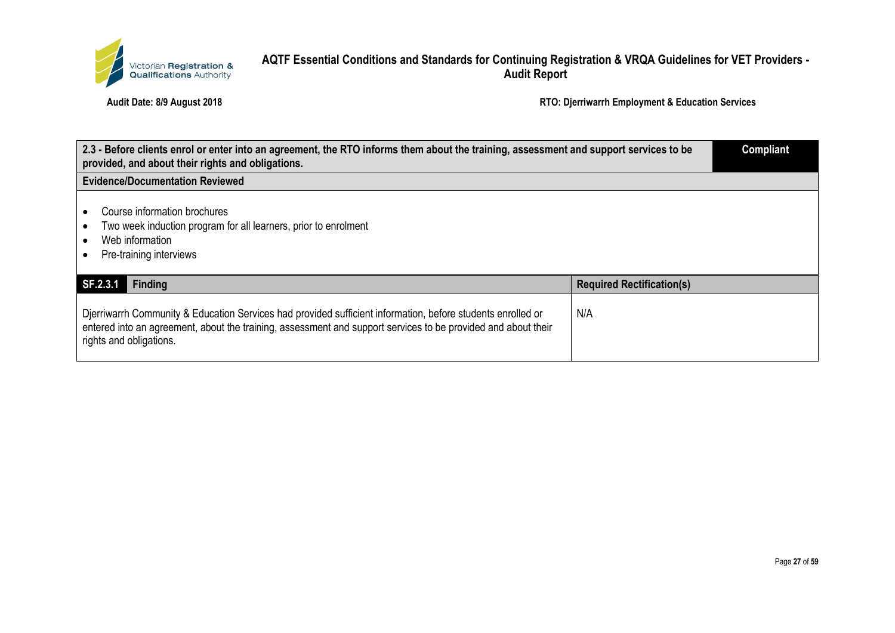| 2.3 - Before clients enrol or enter into an agreement, the RTO informs them about the training, assessment and support services to be provided, and about their rights and obligations. | Compliant |
|---|---|

**Evidence/Documentation Reviewed**

- Course information brochures
- Two week induction program for all learners, prior to enrolment
- Web information
- Pre-training interviews

| SF.2.3.1 Finding | Required Rectification(s) |
|---|---|
| Djerriwarrh Community & Education Services had provided sufficient information, before students enrolled or entered into an agreement, about the training, assessment and support services to be provided and about their rights and obligations. | N/A |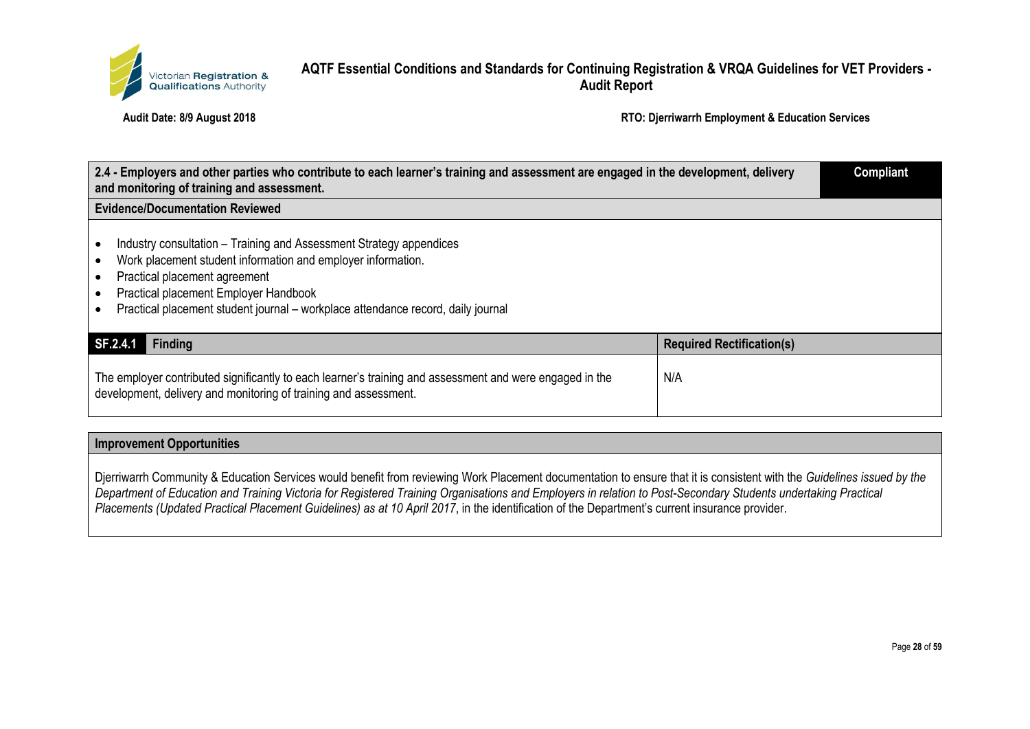| 2.4 - Employers and other parties who contribute to each learner's training and assessment are engaged in the development, delivery and monitoring of training and assessment. | Compliant |
|---|---|

**Evidence/Documentation Reviewed**

- Industry consultation – Training and Assessment Strategy appendices
- Work placement student information and employer information.
- Practical placement agreement
- Practical placement Employer Handbook
- Practical placement student journal – workplace attendance record, daily journal

| SF.2.4.1 Finding | Required Rectification(s) |
|---|---|
| The employer contributed significantly to each learner's training and assessment and were engaged in the development, delivery and monitoring of training and assessment. | N/A |

**Improvement Opportunities**

Djerriwarrh Community & Education Services would benefit from reviewing Work Placement documentation to ensure that it is consistent with the *Guidelines issued by the Department of Education and Training Victoria for Registered Training Organisations and Employers in relation to Post-Secondary Students undertaking Practical Placements (Updated Practical Placement Guidelines) as at 10 April 2017*, in the identification of the Department's current insurance provider.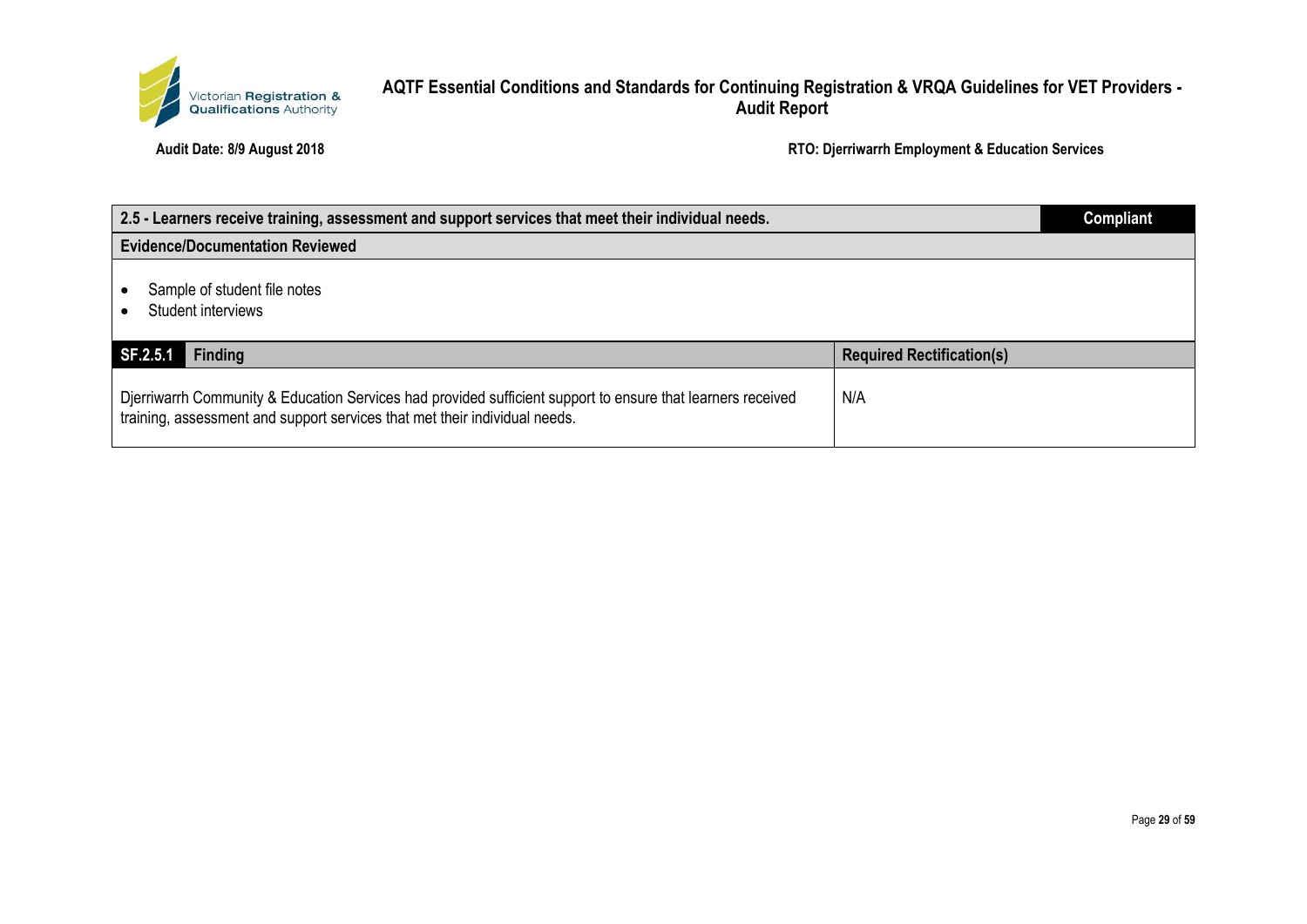| 2.5 - Learners receive training, assessment and support services that meet their individual needs. | Compliant |
|---|---|

**Evidence/Documentation Reviewed**

- Sample of student file notes
- Student interviews

| SF.2.5.1 Finding | Required Rectification(s) |
|---|---|
| Djerriwarrh Community & Education Services had provided sufficient support to ensure that learners received training, assessment and support services that met their individual needs. | N/A |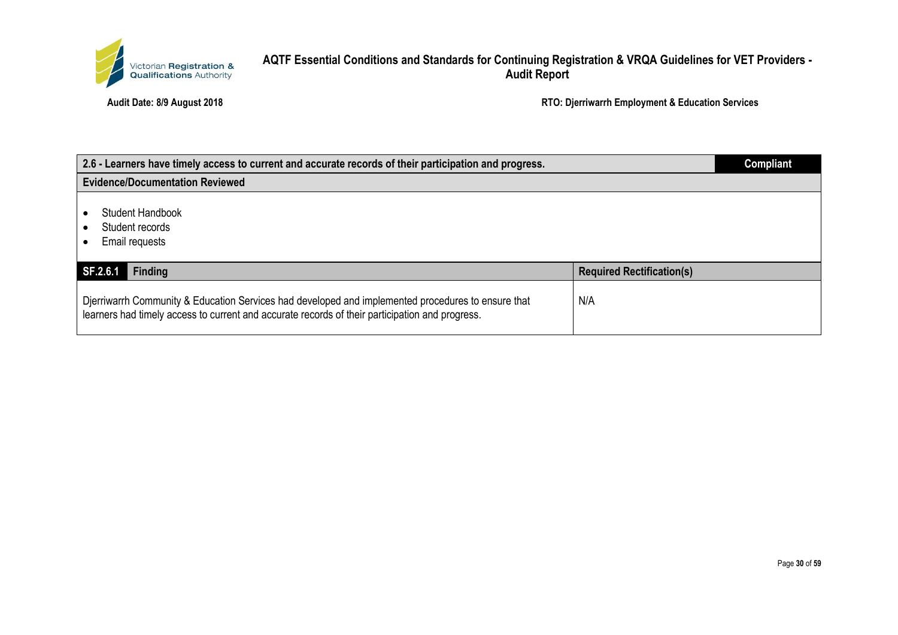| 2.6 - Learners have timely access to current and accurate records of their participation and progress. | Compliant |
|---|---|

**Evidence/Documentation Reviewed**

- Student Handbook
- Student records
- Email requests

| SF.2.6.1 Finding | Required Rectification(s) |
|---|---|
| Djerriwarrh Community & Education Services had developed and implemented procedures to ensure that learners had timely access to current and accurate records of their participation and progress. | N/A |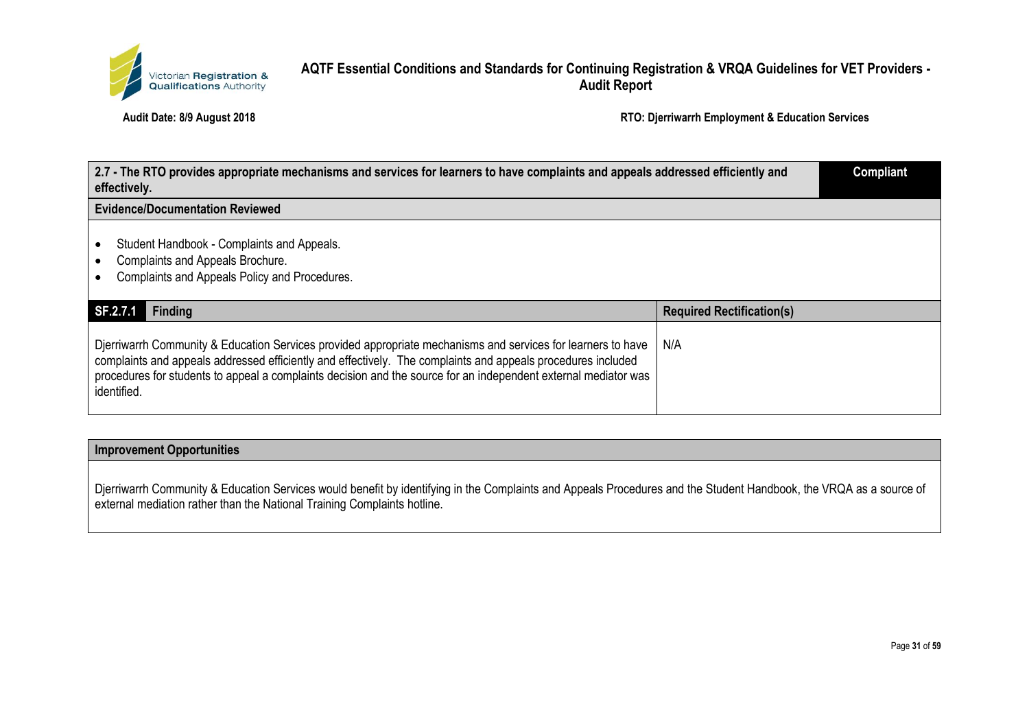| 2.7 - The RTO provides appropriate mechanisms and services for learners to have complaints and appeals addressed efficiently and effectively. | Compliant |
|---|---|

**Evidence/Documentation Reviewed**

- Student Handbook - Complaints and Appeals.
- Complaints and Appeals Brochure.
- Complaints and Appeals Policy and Procedures.

| SF.2.7.1 Finding | Required Rectification(s) |
|---|---|
| Djerriwarrh Community & Education Services provided appropriate mechanisms and services for learners to have complaints and appeals addressed efficiently and effectively. The complaints and appeals procedures included procedures for students to appeal a complaints decision and the source for an independent external mediator was identified. | N/A |

**Improvement Opportunities**

Djerriwarrh Community & Education Services would benefit by identifying in the Complaints and Appeals Procedures and the Student Handbook, the VRQA as a source of external mediation rather than the National Training Complaints hotline.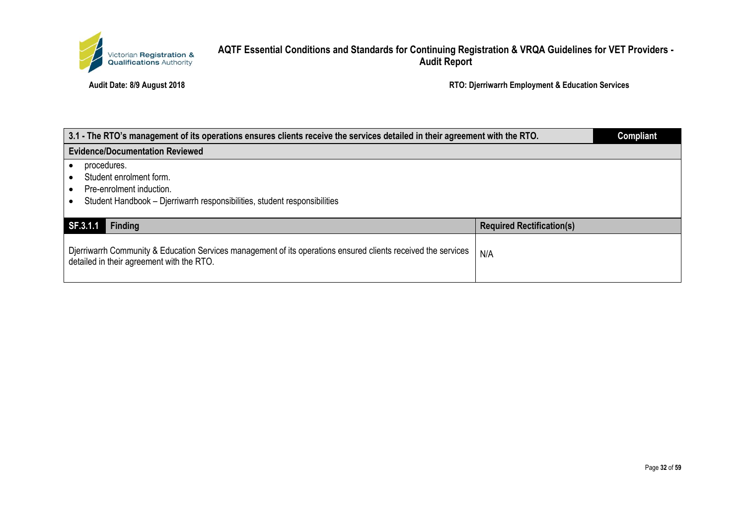| 3.1 - The RTO's management of its operations ensures clients receive the services detailed in their agreement with the RTO. | Compliant |
|---|---|

**Evidence/Documentation Reviewed**

- procedures.
- Student enrolment form.
- Pre-enrolment induction.
- Student Handbook – Djerriwarrh responsibilities, student responsibilities

| SF.3.1.1 Finding | Required Rectification(s) |
|---|---|
| Djerriwarrh Community & Education Services management of its operations ensured clients received the services detailed in their agreement with the RTO. | N/A |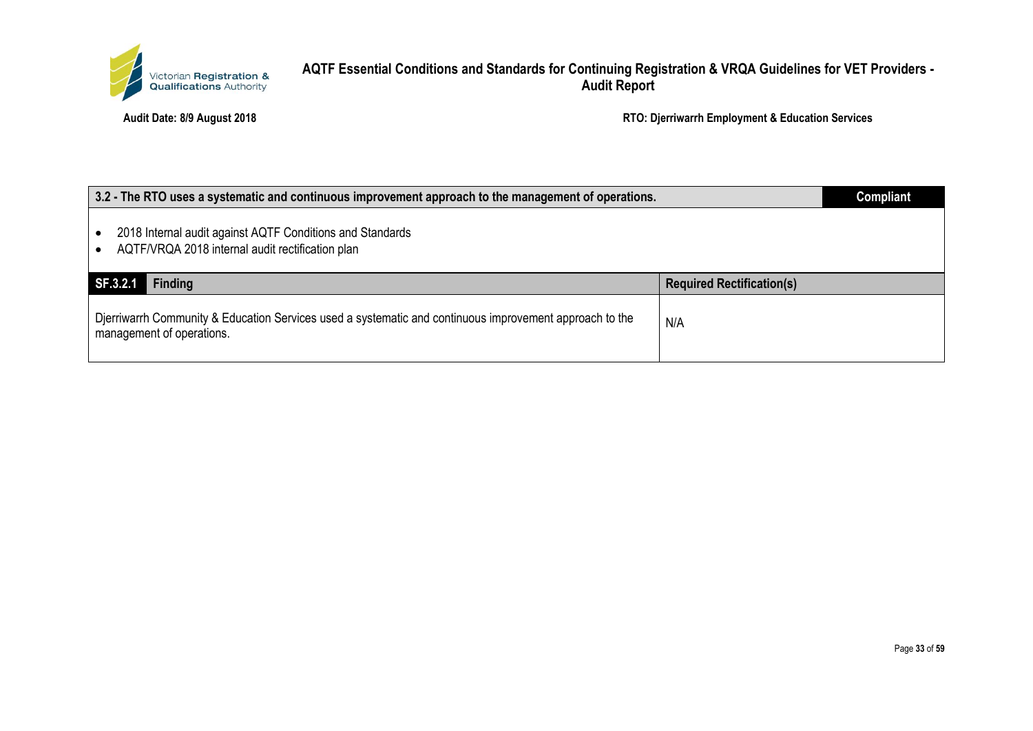| 3.2 - The RTO uses a systematic and continuous improvement approach to the management of operations. | Compliant |
|---|---|

- 2018 Internal audit against AQTF Conditions and Standards
- AQTF/VRQA 2018 internal audit rectification plan

| SF.3.2.1 Finding | Required Rectification(s) |
|---|---|
| Djerriwarrh Community & Education Services used a systematic and continuous improvement approach to the management of operations. | N/A |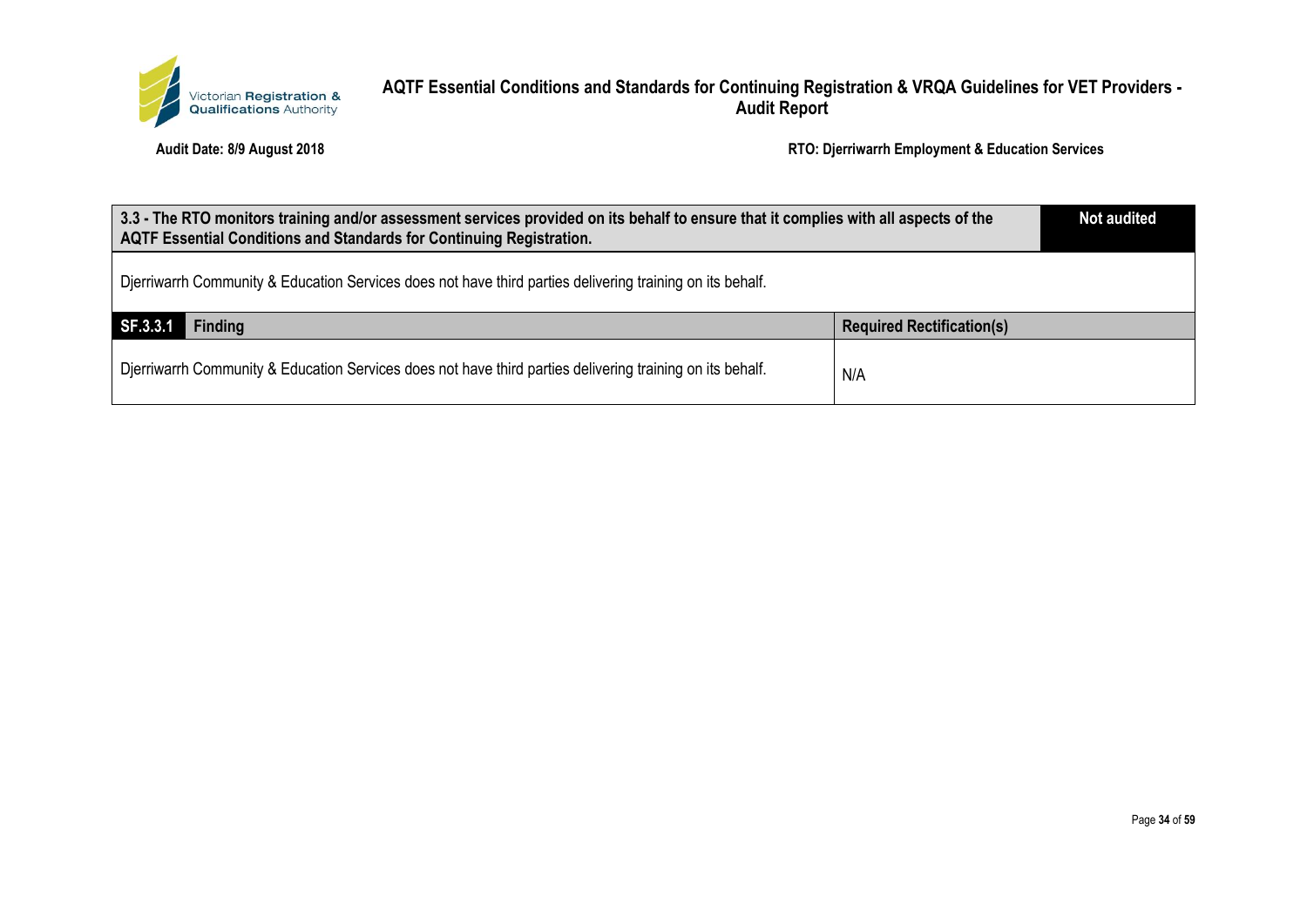| 3.3 - The RTO monitors training and/or assessment services provided on its behalf to ensure that it complies with all aspects of the AQTF Essential Conditions and Standards for Continuing Registration. | Not audited |
|---|---|
| Djerriwarrh Community & Education Services does not have third parties delivering training on its behalf. | |

| SF.3.3.1 Finding | Required Rectification(s) |
|---|---|
| Djerriwarrh Community & Education Services does not have third parties delivering training on its behalf. | N/A |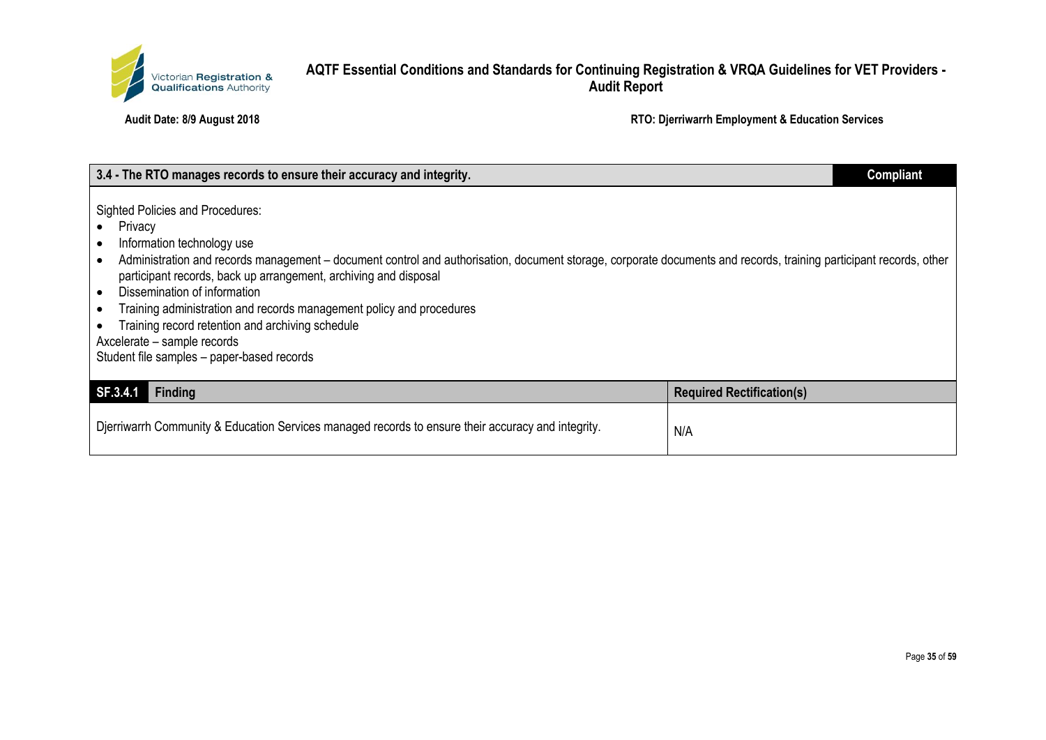| 3.4 - The RTO manages records to ensure their accuracy and integrity. | Compliant |
|---|---|

Sighted Policies and Procedures:

- Privacy
- Information technology use
- Administration and records management – document control and authorisation, document storage, corporate documents and records, training participant records, other participant records, back up arrangement, archiving and disposal
- Dissemination of information
- Training administration and records management policy and procedures
- Training record retention and archiving schedule

Axcelerate – sample records

Student file samples – paper-based records

| SF.3.4.1 Finding | Required Rectification(s) |
|---|---|
| Djerriwarrh Community & Education Services managed records to ensure their accuracy and integrity. | N/A |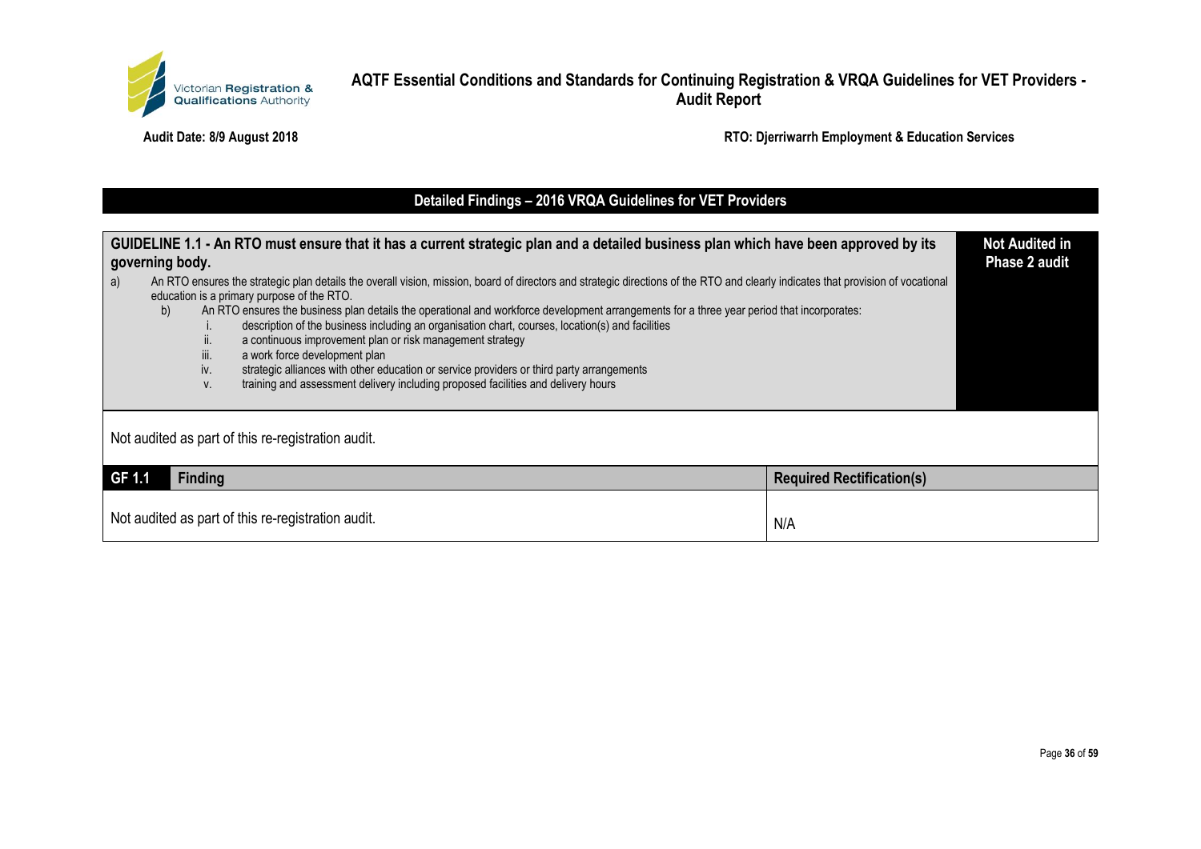## Detailed Findings – 2016 VRQA Guidelines for VET Providers

| GUIDELINE 1.1 - An RTO must ensure that it has a current strategic plan and a detailed business plan which have been approved by its governing body. | Not Audited in Phase 2 audit |
|---|---|
| a) An RTO ensures the strategic plan details the overall vision, mission, board of directors and strategic directions of the RTO and clearly indicates that provision of vocational education is a primary purpose of the RTO.<br>b) An RTO ensures the business plan details the operational and workforce development arrangements for a three year period that incorporates:<br>i. description of the business including an organisation chart, courses, location(s) and facilities<br>ii. a continuous improvement plan or risk management strategy<br>iii. a work force development plan<br>iv. strategic alliances with other education or service providers or third party arrangements<br>v. training and assessment delivery including proposed facilities and delivery hours | |

Not audited as part of this re-registration audit.

| GF 1.1 Finding | Required Rectification(s) |
|---|---|
| Not audited as part of this re-registration audit. | N/A |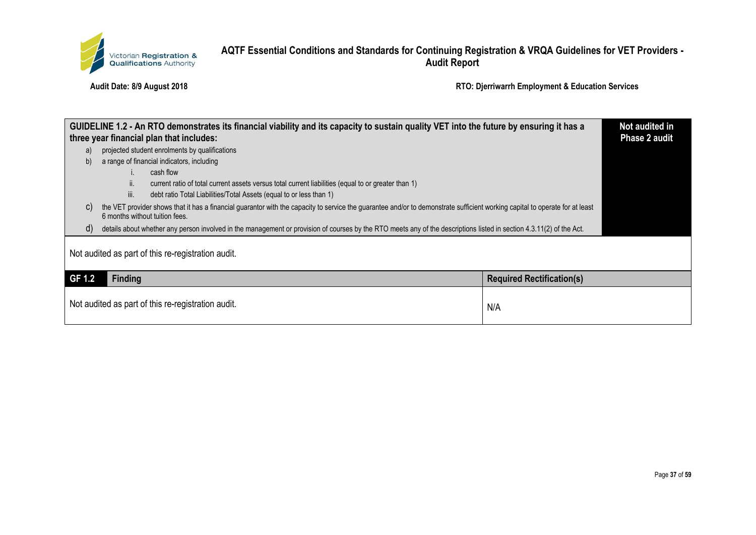| GUIDELINE 1.2 - An RTO demonstrates its financial viability and its capacity to sustain quality VET into the future by ensuring it has a three year financial plan that includes: | Not audited in Phase 2 audit |
|---|---|
| a) projected student enrolments by qualifications<br>b) a range of financial indicators, including<br>i. cash flow<br>ii. current ratio of total current assets versus total current liabilities (equal to or greater than 1)<br>iii. debt ratio Total Liabilities/Total Assets (equal to or less than 1)<br>c) the VET provider shows that it has a financial guarantor with the capacity to service the guarantee and/or to demonstrate sufficient working capital to operate for at least 6 months without tuition fees.<br>d) details about whether any person involved in the management or provision of courses by the RTO meets any of the descriptions listed in section 4.3.11(2) of the Act. | |

Not audited as part of this re-registration audit.

| GF 1.2 Finding | Required Rectification(s) |
|---|---|
| Not audited as part of this re-registration audit. | N/A |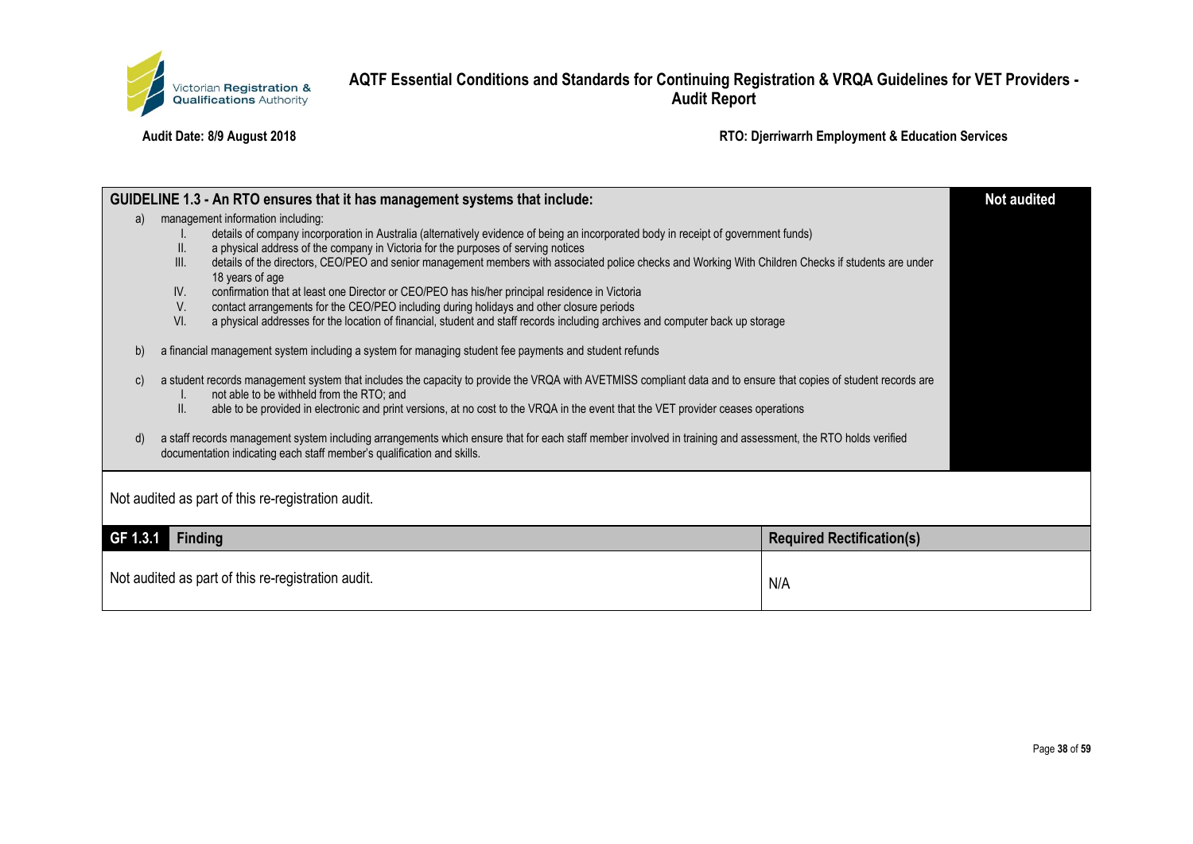| GUIDELINE 1.3 - An RTO ensures that it has management systems that include: | Not audited |
|---|---|
| a) management information including:<br>I. details of company incorporation in Australia (alternatively evidence of being an incorporated body in receipt of government funds)<br>II. a physical address of the company in Victoria for the purposes of serving notices<br>III. details of the directors, CEO/PEO and senior management members with associated police checks and Working With Children Checks if students are under 18 years of age<br>IV. confirmation that at least one Director or CEO/PEO has his/her principal residence in Victoria<br>V. contact arrangements for the CEO/PEO including during holidays and other closure periods<br>VI. a physical addresses for the location of financial, student and staff records including archives and computer back up storage<br><br>b) a financial management system including a system for managing student fee payments and student refunds<br><br>c) a student records management system that includes the capacity to provide the VRQA with AVETMISS compliant data and to ensure that copies of student records are<br>I. not able to be withheld from the RTO; and<br>II. able to be provided in electronic and print versions, at no cost to the VRQA in the event that the VET provider ceases operations<br><br>d) a staff records management system including arrangements which ensure that for each staff member involved in training and assessment, the RTO holds verified documentation indicating each staff member's qualification and skills. | |

Not audited as part of this re-registration audit.

| GF 1.3.1 Finding | Required Rectification(s) |
|---|---|
| Not audited as part of this re-registration audit. | N/A |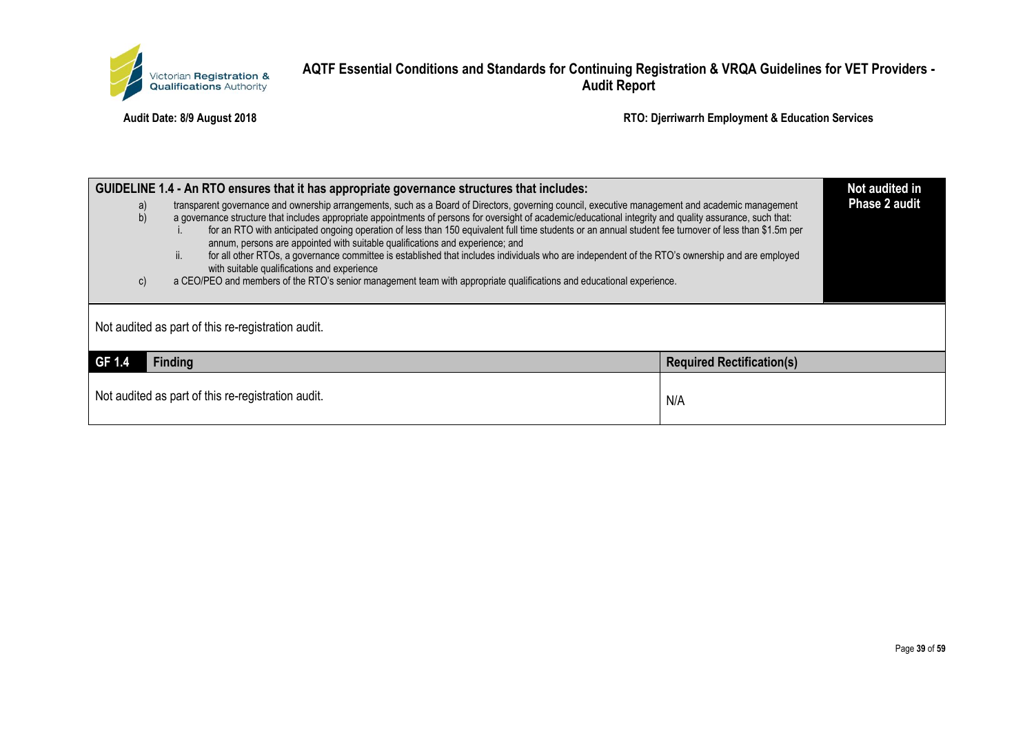| GUIDELINE 1.4 - An RTO ensures that it has appropriate governance structures that includes: | Not audited in Phase 2 audit |
|---|---|
| a) transparent governance and ownership arrangements, such as a Board of Directors, governing council, executive management and academic management<br>b) a governance structure that includes appropriate appointments of persons for oversight of academic/educational integrity and quality assurance, such that:<br>i. for an RTO with anticipated ongoing operation of less than 150 equivalent full time students or an annual student fee turnover of less than $1.5m per annum, persons are appointed with suitable qualifications and experience; and<br>ii. for all other RTOs, a governance committee is established that includes individuals who are independent of the RTO's ownership and are employed with suitable qualifications and experience<br>c) a CEO/PEO and members of the RTO's senior management team with appropriate qualifications and educational experience. | |

Not audited as part of this re-registration audit.

| GF 1.4 Finding | Required Rectification(s) |
|---|---|
| Not audited as part of this re-registration audit. | N/A |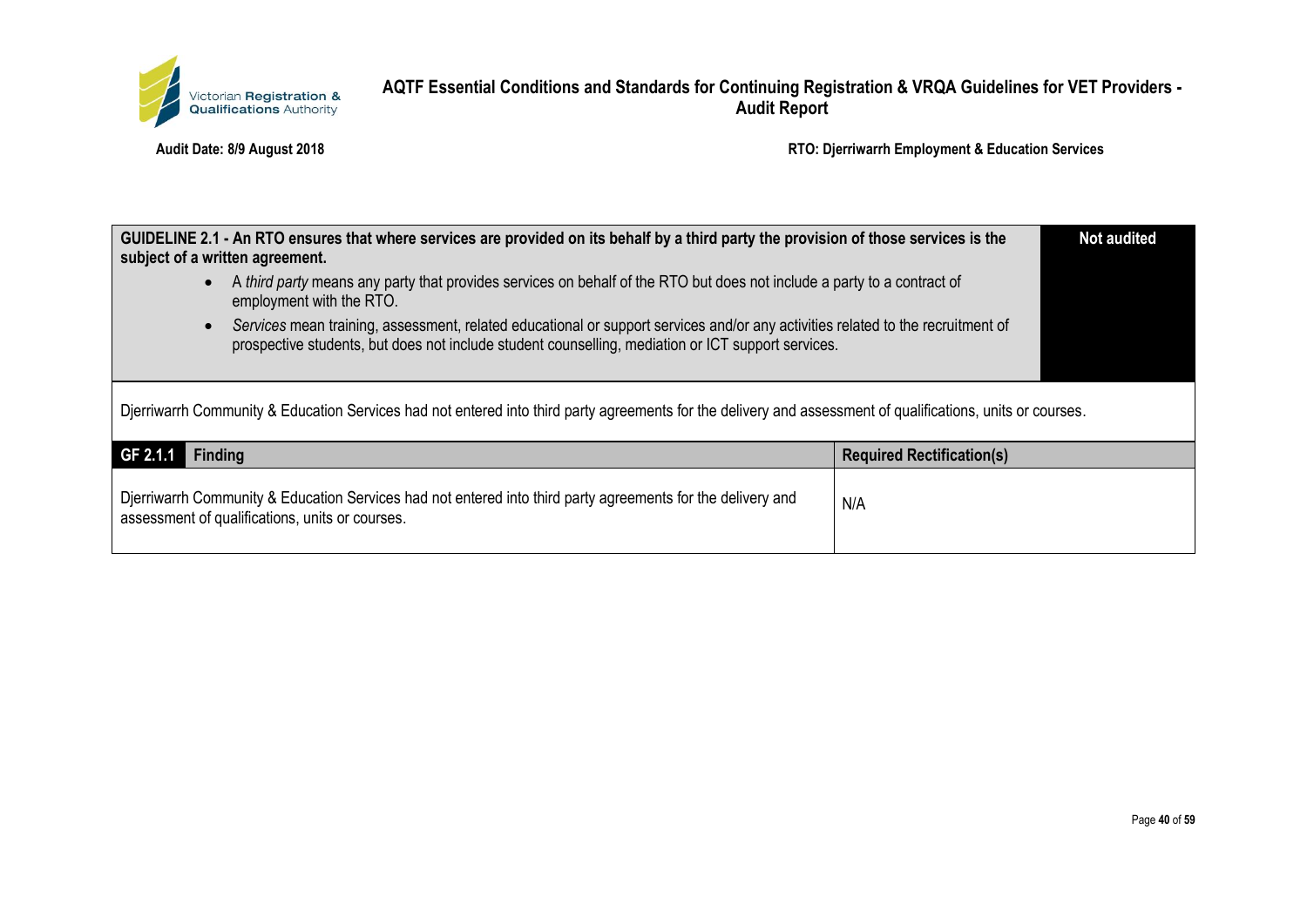| **GUIDELINE 2.1 - An RTO ensures that where services are provided on its behalf by a third party the provision of those services is the subject of a written agreement.** <br> • A *third party* means any party that provides services on behalf of the RTO but does not include a party to a contract of employment with the RTO. <br> • *Services* mean training, assessment, related educational or support services and/or any activities related to the recruitment of prospective students, but does not include student counselling, mediation or ICT support services. | **Not audited** |
|---|---|

Djerriwarrh Community & Education Services had not entered into third party agreements for the delivery and assessment of qualifications, units or courses.

| **GF 2.1.1** Finding | Required Rectification(s) |
|---|---|
| Djerriwarrh Community & Education Services had not entered into third party agreements for the delivery and assessment of qualifications, units or courses. | N/A |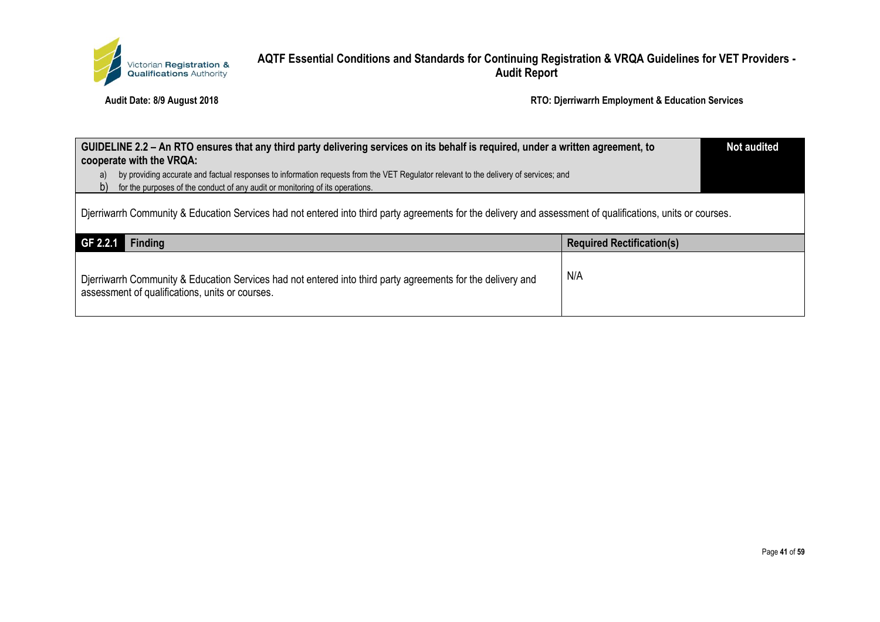| GUIDELINE 2.2 – An RTO ensures that any third party delivering services on its behalf is required, under a written agreement, to cooperate with the VRQA:<br>a) by providing accurate and factual responses to information requests from the VET Regulator relevant to the delivery of services; and<br>b) for the purposes of the conduct of any audit or monitoring of its operations. | Not audited |
|---|---|
| Djerriwarrh Community & Education Services had not entered into third party agreements for the delivery and assessment of qualifications, units or courses. | |

| GF 2.2.1 Finding | Required Rectification(s) |
|---|---|
| Djerriwarrh Community & Education Services had not entered into third party agreements for the delivery and assessment of qualifications, units or courses. | N/A |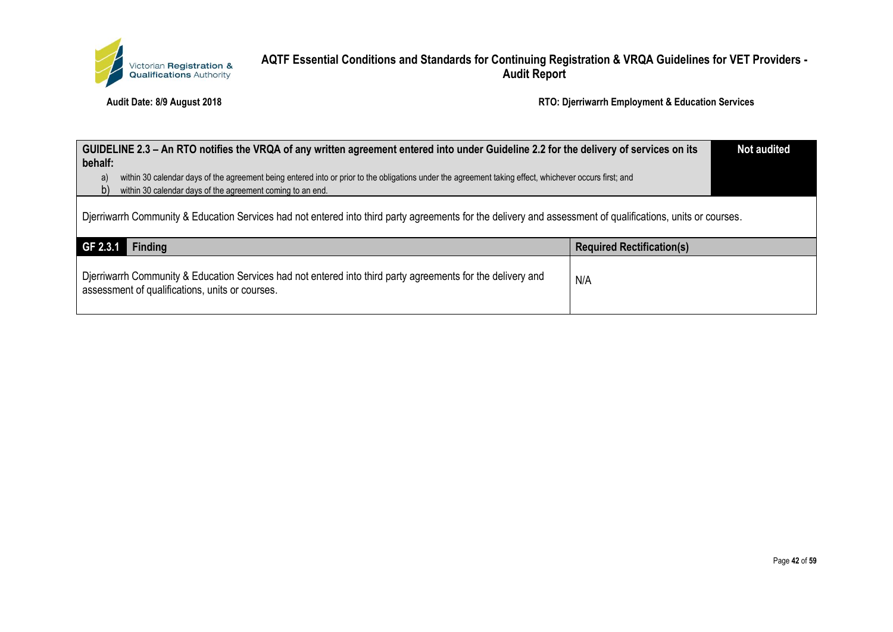| GUIDELINE 2.3 – An RTO notifies the VRQA of any written agreement entered into under Guideline 2.2 for the delivery of services on its behalf:<br>a) within 30 calendar days of the agreement being entered into or prior to the obligations under the agreement taking effect, whichever occurs first; and<br>b) within 30 calendar days of the agreement coming to an end. | Not audited |
|---|---|

Djerriwarrh Community & Education Services had not entered into third party agreements for the delivery and assessment of qualifications, units or courses.

| GF 2.3.1 Finding | Required Rectification(s) |
|---|---|
| Djerriwarrh Community & Education Services had not entered into third party agreements for the delivery and assessment of qualifications, units or courses. | N/A |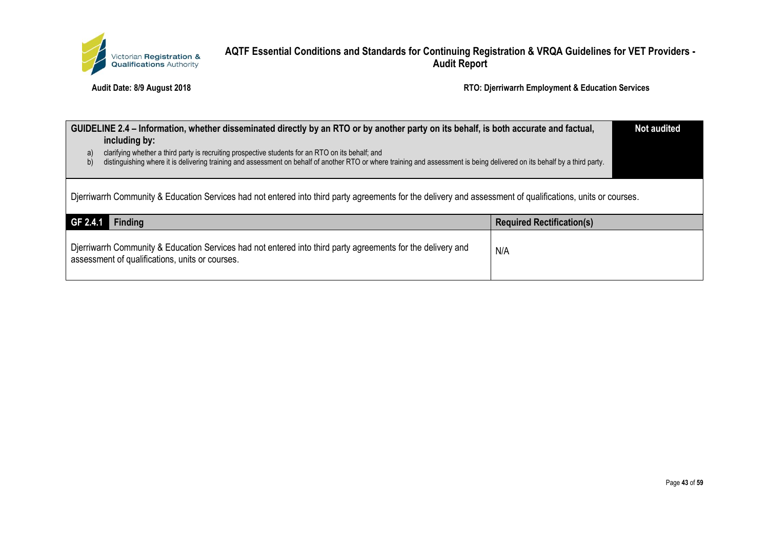| GUIDELINE 2.4 – Information, whether disseminated directly by an RTO or by another party on its behalf, is both accurate and factual, including by: <br> a) clarifying whether a third party is recruiting prospective students for an RTO on its behalf; and <br> b) distinguishing where it is delivering training and assessment on behalf of another RTO or where training and assessment is being delivered on its behalf by a third party. | Not audited |
|---|---|

Djerriwarrh Community & Education Services had not entered into third party agreements for the delivery and assessment of qualifications, units or courses.

| GF 2.4.1 Finding | Required Rectification(s) |
|---|---|
| Djerriwarrh Community & Education Services had not entered into third party agreements for the delivery and assessment of qualifications, units or courses. | N/A |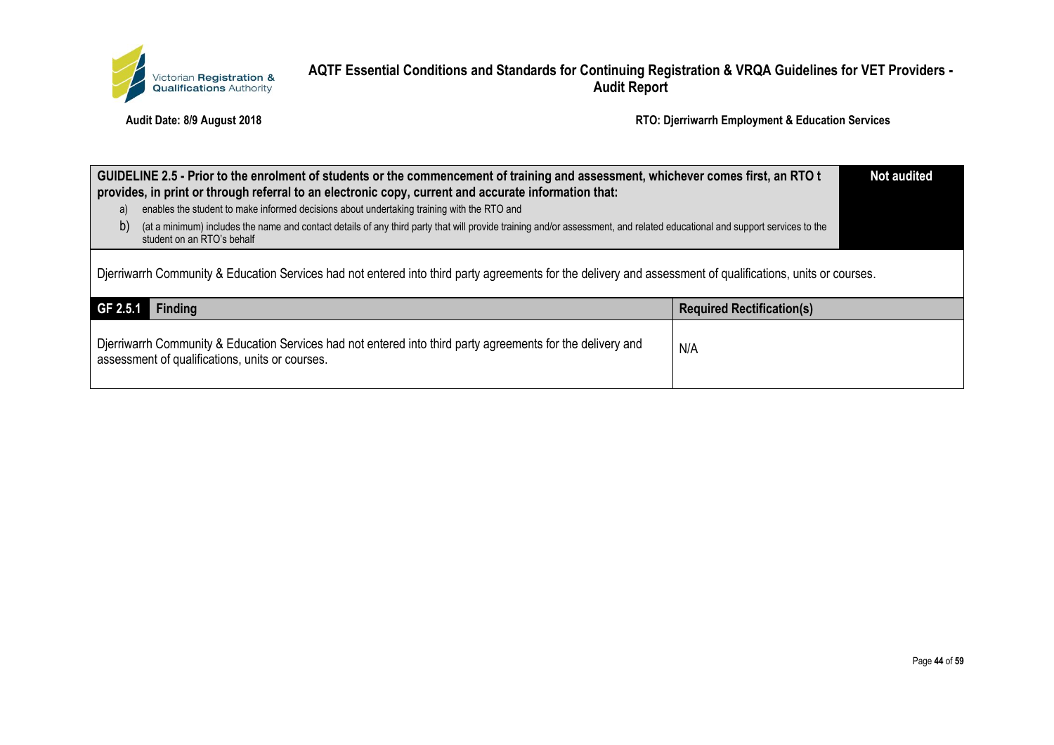| GUIDELINE 2.5 - Prior to the enrolment of students or the commencement of training and assessment, whichever comes first, an RTO t provides, in print or through referral to an electronic copy, current and accurate information that: a) enables the student to make informed decisions about undertaking training with the RTO and b) (at a minimum) includes the name and contact details of any third party that will provide training and/or assessment, and related educational and support services to the student on an RTO's behalf | Not audited |
|---|---|

Djerriwarrh Community & Education Services had not entered into third party agreements for the delivery and assessment of qualifications, units or courses.

| GF 2.5.1 Finding | Required Rectification(s) |
|---|---|
| Djerriwarrh Community & Education Services had not entered into third party agreements for the delivery and assessment of qualifications, units or courses. | N/A |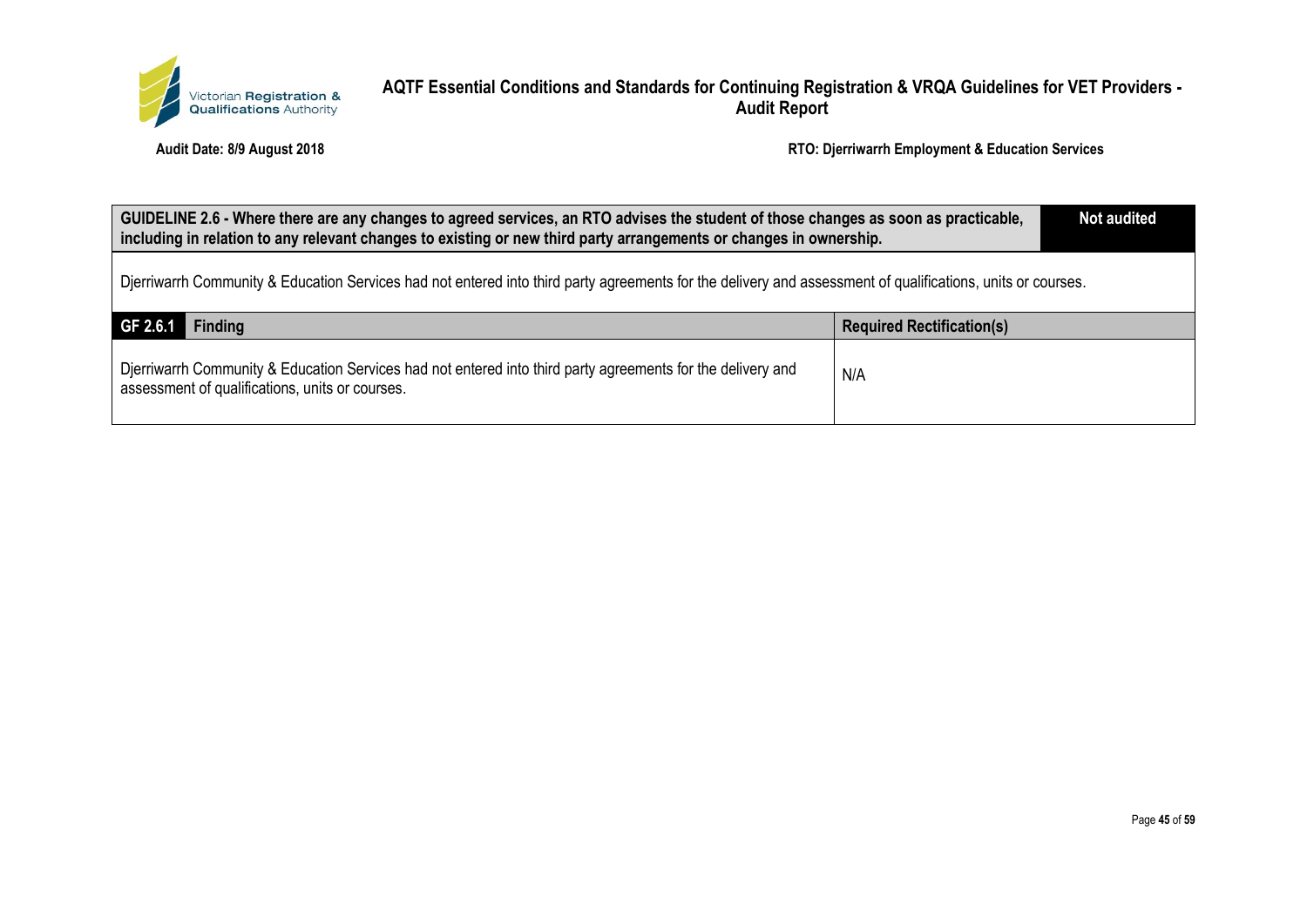Audit Date: 8/9 August 2018

RTO: Djerriwarrh Employment & Education Services

| GUIDELINE 2.6 - Where there are any changes to agreed services, an RTO advises the student of those changes as soon as practicable, including in relation to any relevant changes to existing or new third party arrangements or changes in ownership. | Not audited |
|---|---|
| Djerriwarrh Community & Education Services had not entered into third party agreements for the delivery and assessment of qualifications, units or courses. | |

| GF 2.6.1 Finding | Required Rectification(s) |
|---|---|
| Djerriwarrh Community & Education Services had not entered into third party agreements for the delivery and assessment of qualifications, units or courses. | N/A |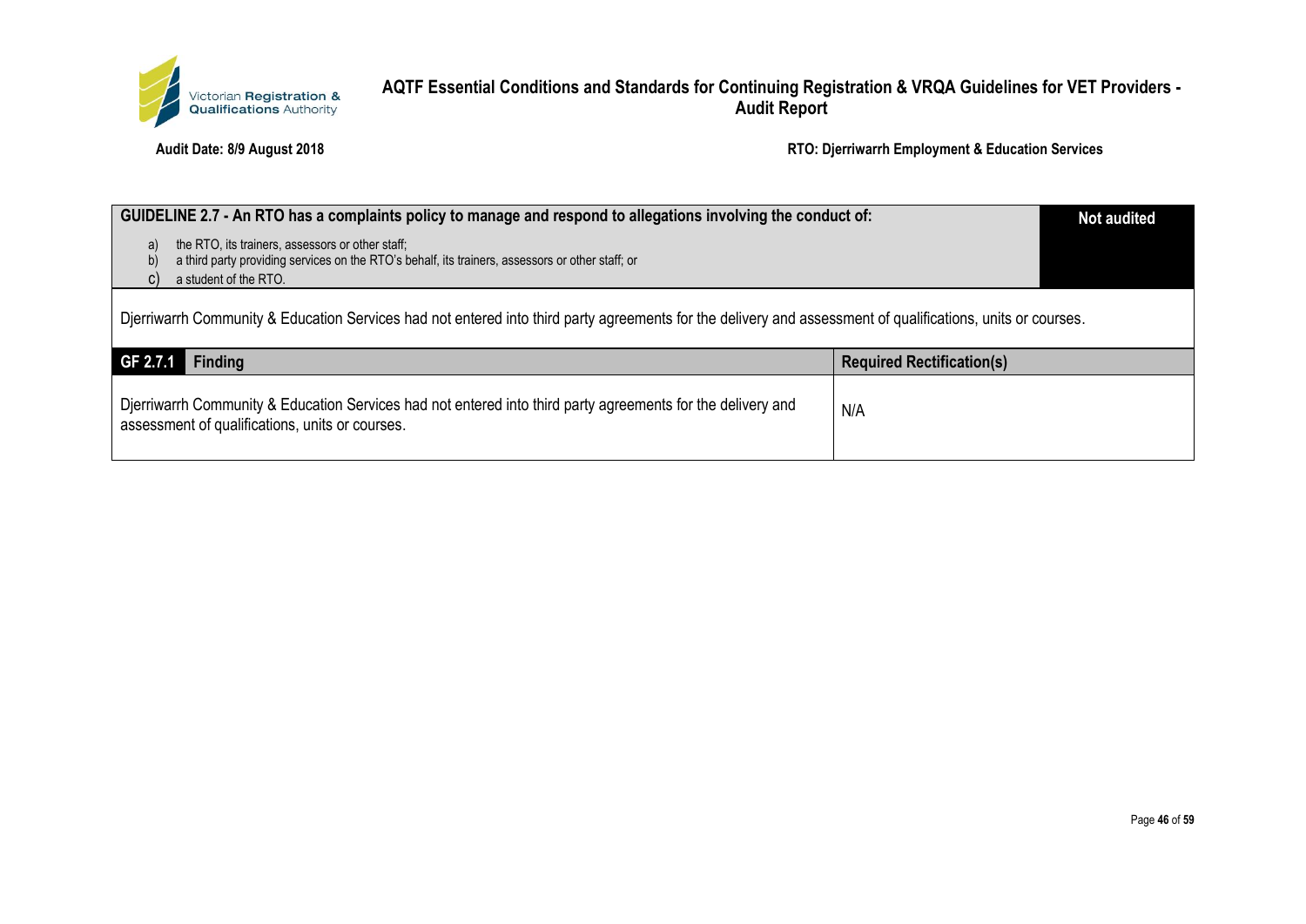| GUIDELINE 2.7 - An RTO has a complaints policy to manage and respond to allegations involving the conduct of: | Not audited |
|---|---|
| a) the RTO, its trainers, assessors or other staff;<br>b) a third party providing services on the RTO's behalf, its trainers, assessors or other staff; or<br>c) a student of the RTO. | |

Djerriwarrh Community & Education Services had not entered into third party agreements for the delivery and assessment of qualifications, units or courses.

| GF 2.7.1 Finding | Required Rectification(s) |
|---|---|
| Djerriwarrh Community & Education Services had not entered into third party agreements for the delivery and assessment of qualifications, units or courses. | N/A |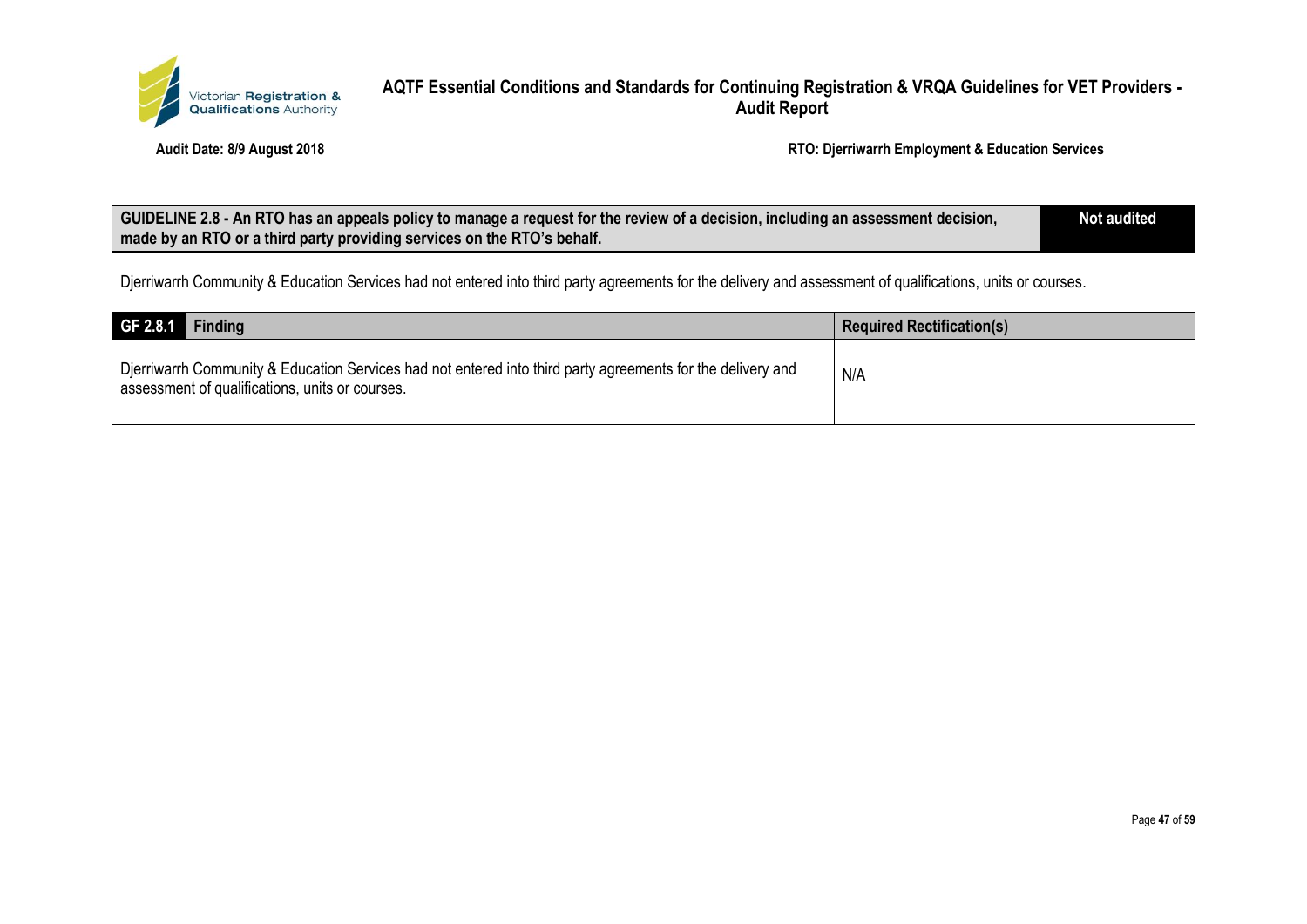| GUIDELINE 2.8 - An RTO has an appeals policy to manage a request for the review of a decision, including an assessment decision, made by an RTO or a third party providing services on the RTO's behalf. | Not audited |
|---|---|

Djerriwarrh Community & Education Services had not entered into third party agreements for the delivery and assessment of qualifications, units or courses.

| GF 2.8.1 Finding | Required Rectification(s) |
|---|---|
| Djerriwarrh Community & Education Services had not entered into third party agreements for the delivery and assessment of qualifications, units or courses. | N/A |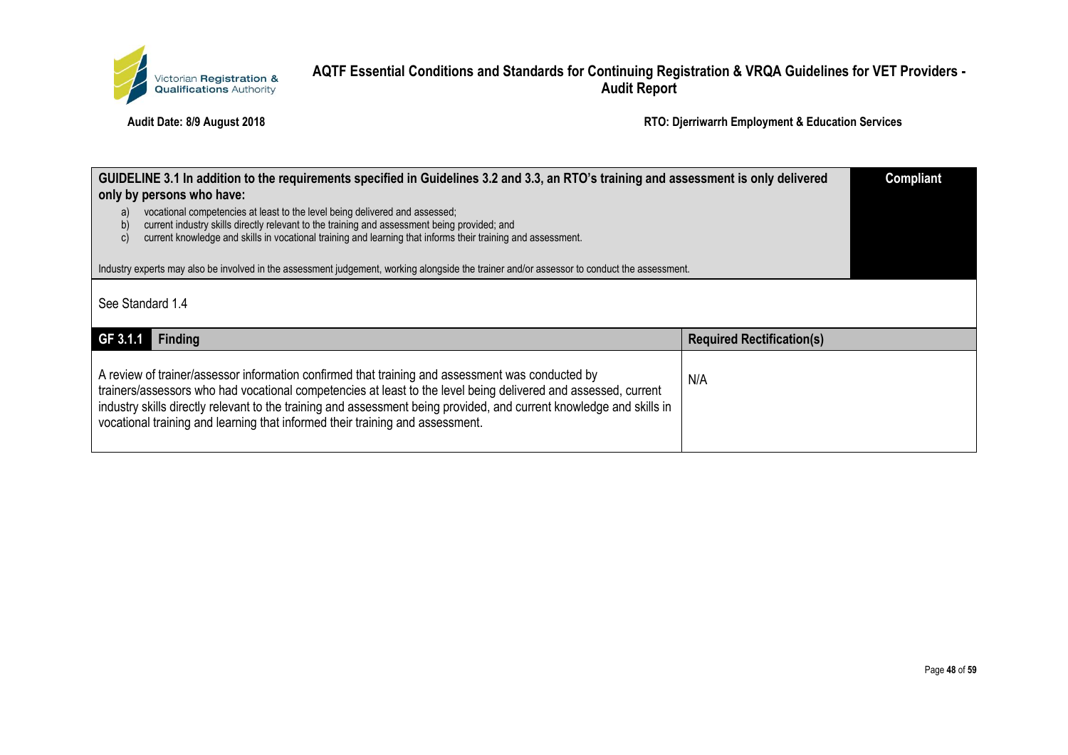| GUIDELINE 3.1 In addition to the requirements specified in Guidelines 3.2 and 3.3, an RTO's training and assessment is only delivered only by persons who have:<br>a) vocational competencies at least to the level being delivered and assessed;<br>b) current industry skills directly relevant to the training and assessment being provided; and<br>c) current knowledge and skills in vocational training and learning that informs their training and assessment.<br><br>Industry experts may also be involved in the assessment judgement, working alongside the trainer and/or assessor to conduct the assessment. | Compliant |
|---|---|
| See Standard 1.4 | |

| GF 3.1.1 Finding | Required Rectification(s) |
|---|---|
| A review of trainer/assessor information confirmed that training and assessment was conducted by trainers/assessors who had vocational competencies at least to the level being delivered and assessed, current industry skills directly relevant to the training and assessment being provided, and current knowledge and skills in vocational training and learning that informed their training and assessment. | N/A |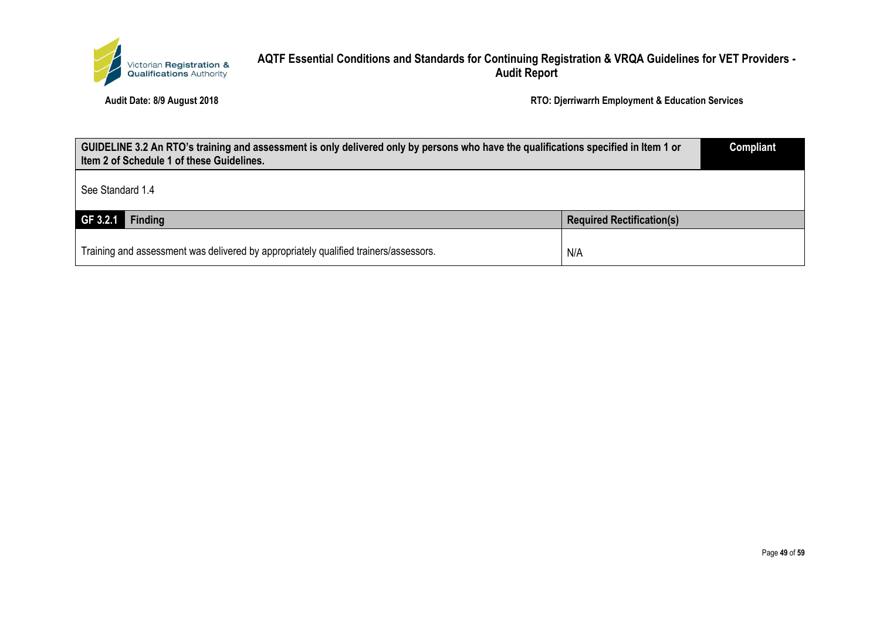| GUIDELINE 3.2 An RTO's training and assessment is only delivered only by persons who have the qualifications specified in Item 1 or Item 2 of Schedule 1 of these Guidelines. | Compliant |
| --- | --- |
| See Standard 1.4 | |

| GF 3.2.1 Finding | Required Rectification(s) |
| --- | --- |
| Training and assessment was delivered by appropriately qualified trainers/assessors. | N/A |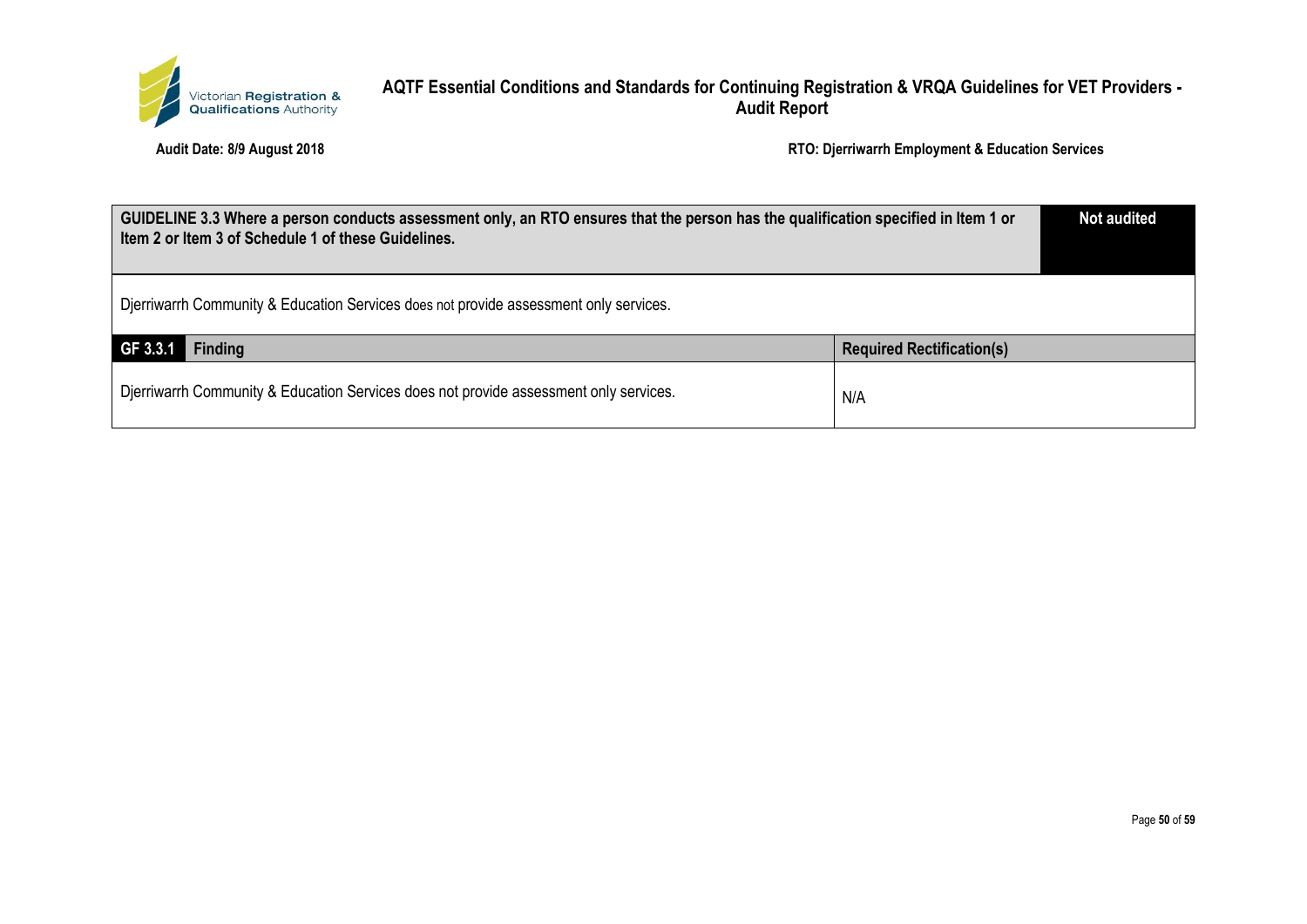| GUIDELINE 3.3 Where a person conducts assessment only, an RTO ensures that the person has the qualification specified in Item 1 or Item 2 or Item 3 of Schedule 1 of these Guidelines. | Not audited |
|---|---|
| Djerriwarrh Community & Education Services does not provide assessment only services. | |

| GF 3.3.1 Finding | Required Rectification(s) |
|---|---|
| Djerriwarrh Community & Education Services does not provide assessment only services. | N/A |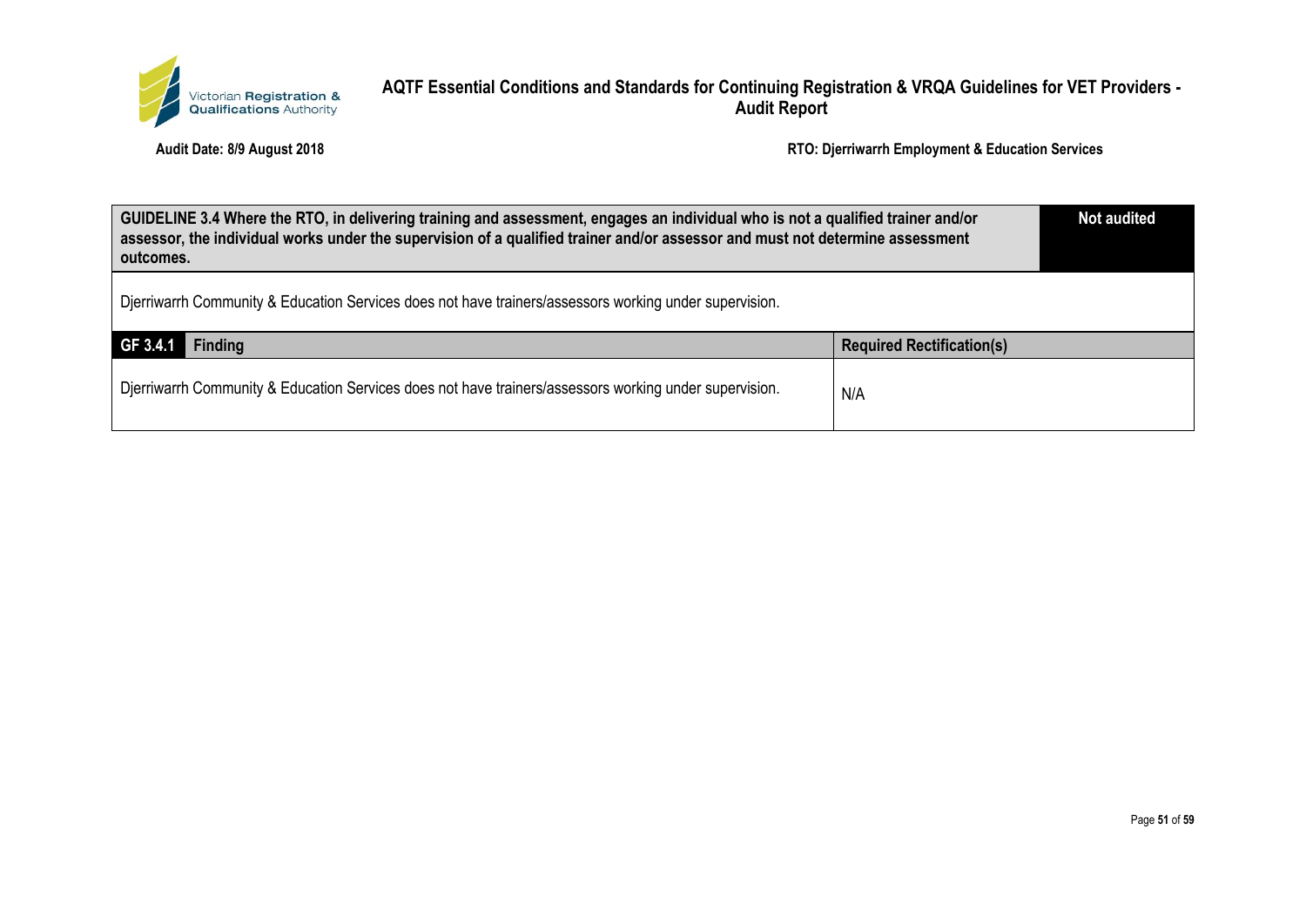| GUIDELINE 3.4 Where the RTO, in delivering training and assessment, engages an individual who is not a qualified trainer and/or assessor, the individual works under the supervision of a qualified trainer and/or assessor and must not determine assessment outcomes. | Not audited |
| --- | --- |
| Djerriwarrh Community & Education Services does not have trainers/assessors working under supervision. | |

| GF 3.4.1 Finding | Required Rectification(s) |
| --- | --- |
| Djerriwarrh Community & Education Services does not have trainers/assessors working under supervision. | N/A |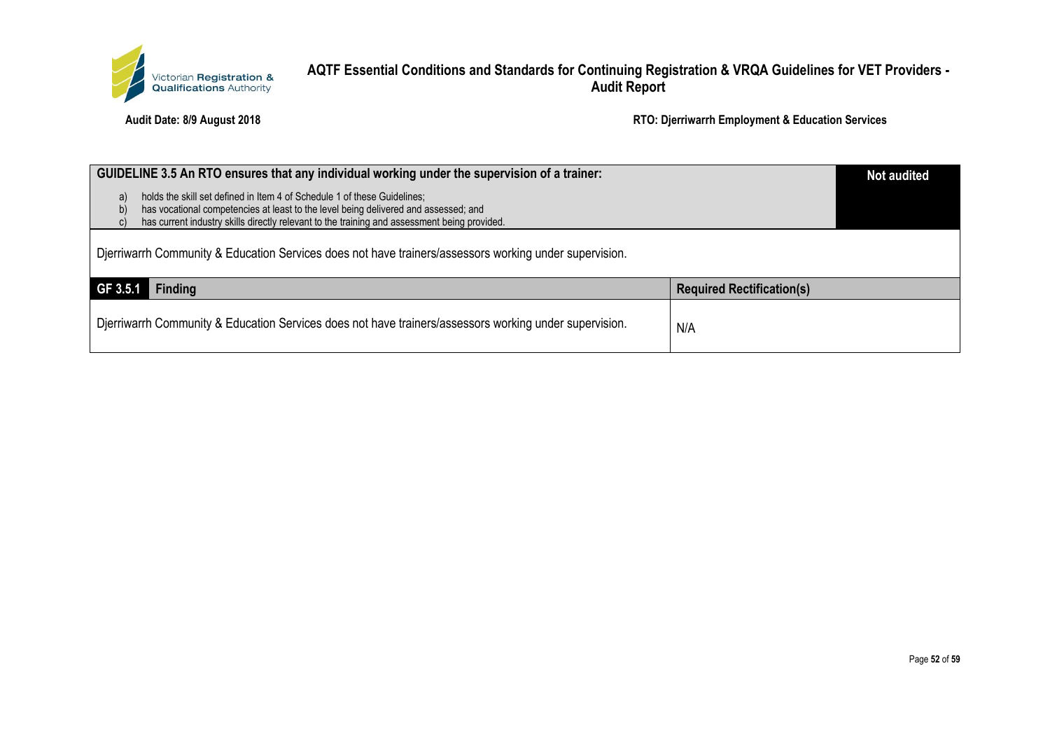| GUIDELINE 3.5 An RTO ensures that any individual working under the supervision of a trainer: | Not audited |
|---|---|
| a) holds the skill set defined in Item 4 of Schedule 1 of these Guidelines;<br>b) has vocational competencies at least to the level being delivered and assessed; and<br>c) has current industry skills directly relevant to the training and assessment being provided. | |

Djerriwarrh Community & Education Services does not have trainers/assessors working under supervision.

| GF 3.5.1 Finding | Required Rectification(s) |
|---|---|
| Djerriwarrh Community & Education Services does not have trainers/assessors working under supervision. | N/A |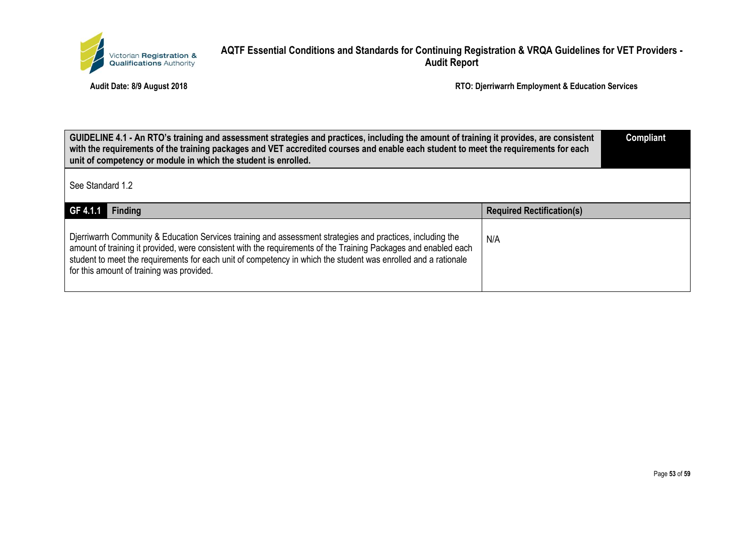| GUIDELINE 4.1 - An RTO's training and assessment strategies and practices, including the amount of training it provides, are consistent with the requirements of the training packages and VET accredited courses and enable each student to meet the requirements for each unit of competency or module in which the student is enrolled. | Compliant |
|---|---|

See Standard 1.2

| GF 4.1.1 Finding | Required Rectification(s) |
|---|---|
| Djerriwarrh Community & Education Services training and assessment strategies and practices, including the amount of training it provided, were consistent with the requirements of the Training Packages and enabled each student to meet the requirements for each unit of competency in which the student was enrolled and a rationale for this amount of training was provided. | N/A |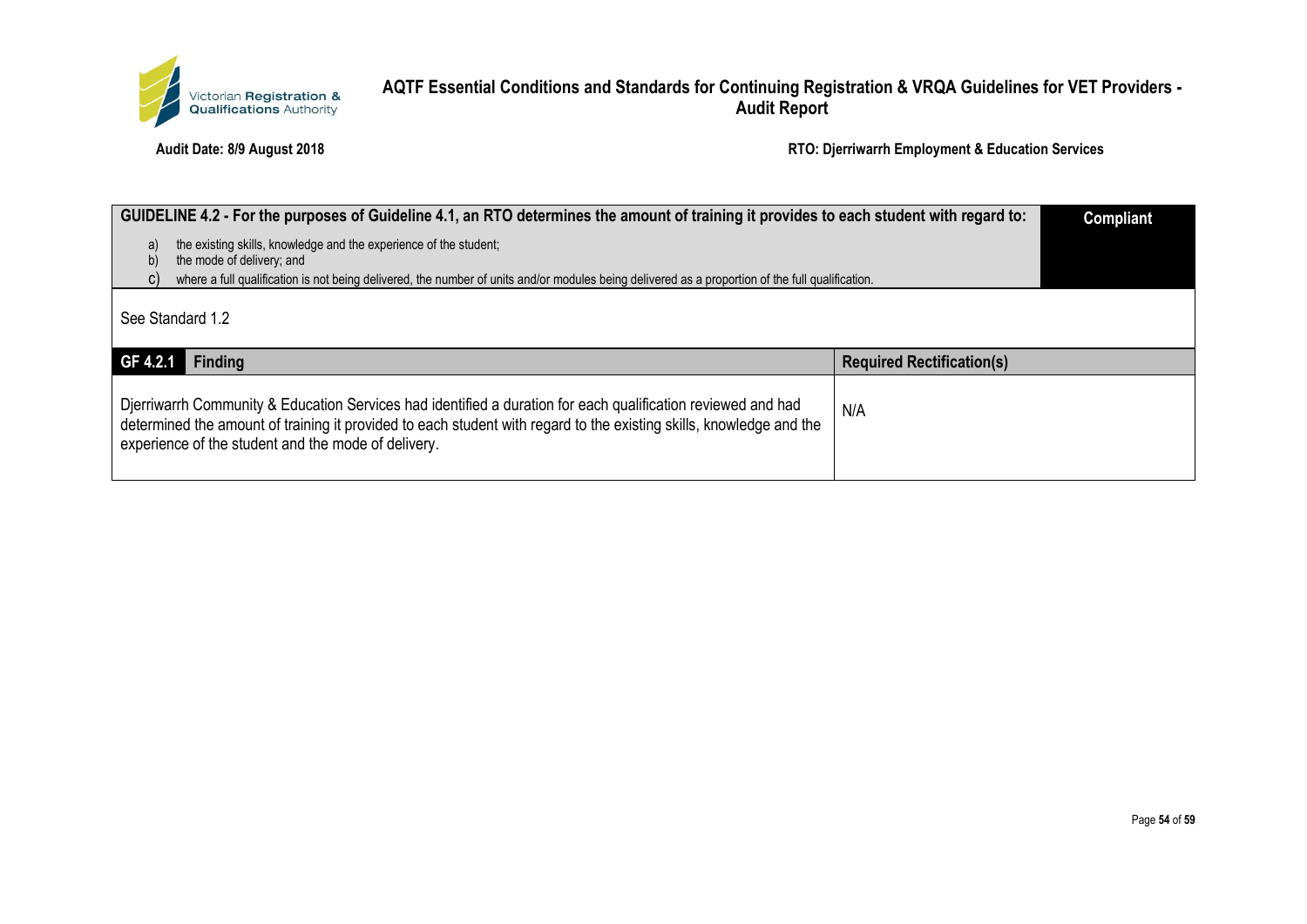| GUIDELINE 4.2 - For the purposes of Guideline 4.1, an RTO determines the amount of training it provides to each student with regard to: a) the existing skills, knowledge and the experience of the student; b) the mode of delivery; and c) where a full qualification is not being delivered, the number of units and/or modules being delivered as a proportion of the full qualification. | Compliant |
|---|---|
| See Standard 1.2 | |

| GF 4.2.1 Finding | Required Rectification(s) |
|---|---|
| Djerriwarrh Community & Education Services had identified a duration for each qualification reviewed and had determined the amount of training it provided to each student with regard to the existing skills, knowledge and the experience of the student and the mode of delivery. | N/A |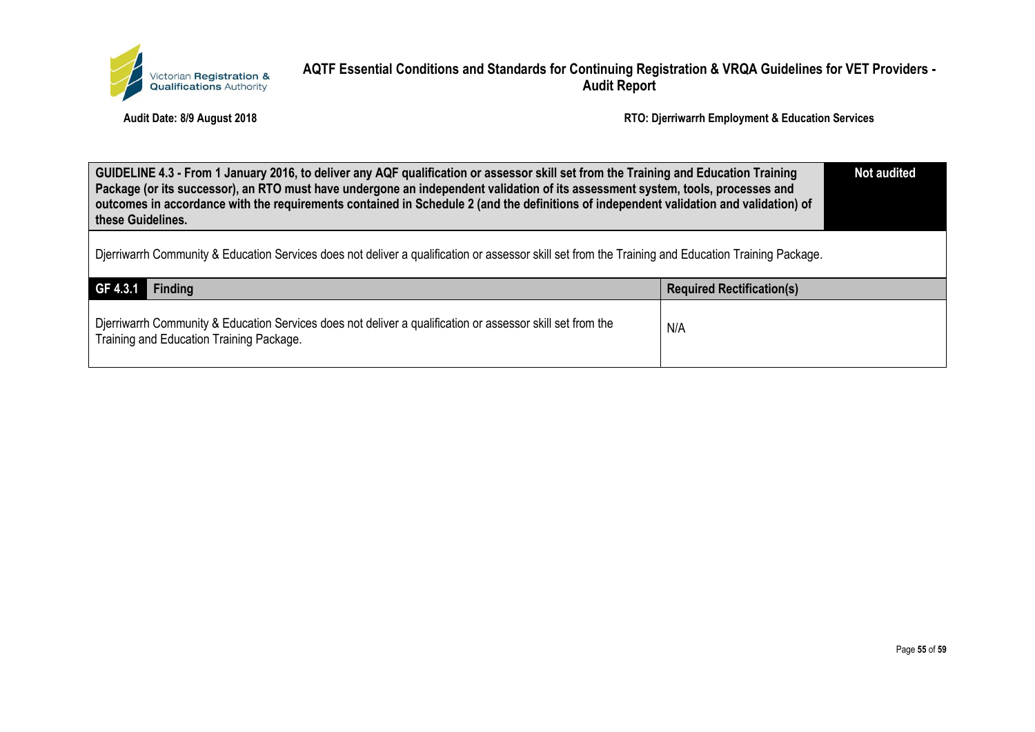| GUIDELINE 4.3 - From 1 January 2016, to deliver any AQF qualification or assessor skill set from the Training and Education Training Package (or its successor), an RTO must have undergone an independent validation of its assessment system, tools, processes and outcomes in accordance with the requirements contained in Schedule 2 (and the definitions of independent validation and validation) of these Guidelines. | Not audited |
| --- | --- |
| Djerriwarrh Community & Education Services does not deliver a qualification or assessor skill set from the Training and Education Training Package. | |

| GF 4.3.1 Finding | Required Rectification(s) |
| --- | --- |
| Djerriwarrh Community & Education Services does not deliver a qualification or assessor skill set from the Training and Education Training Package. | N/A |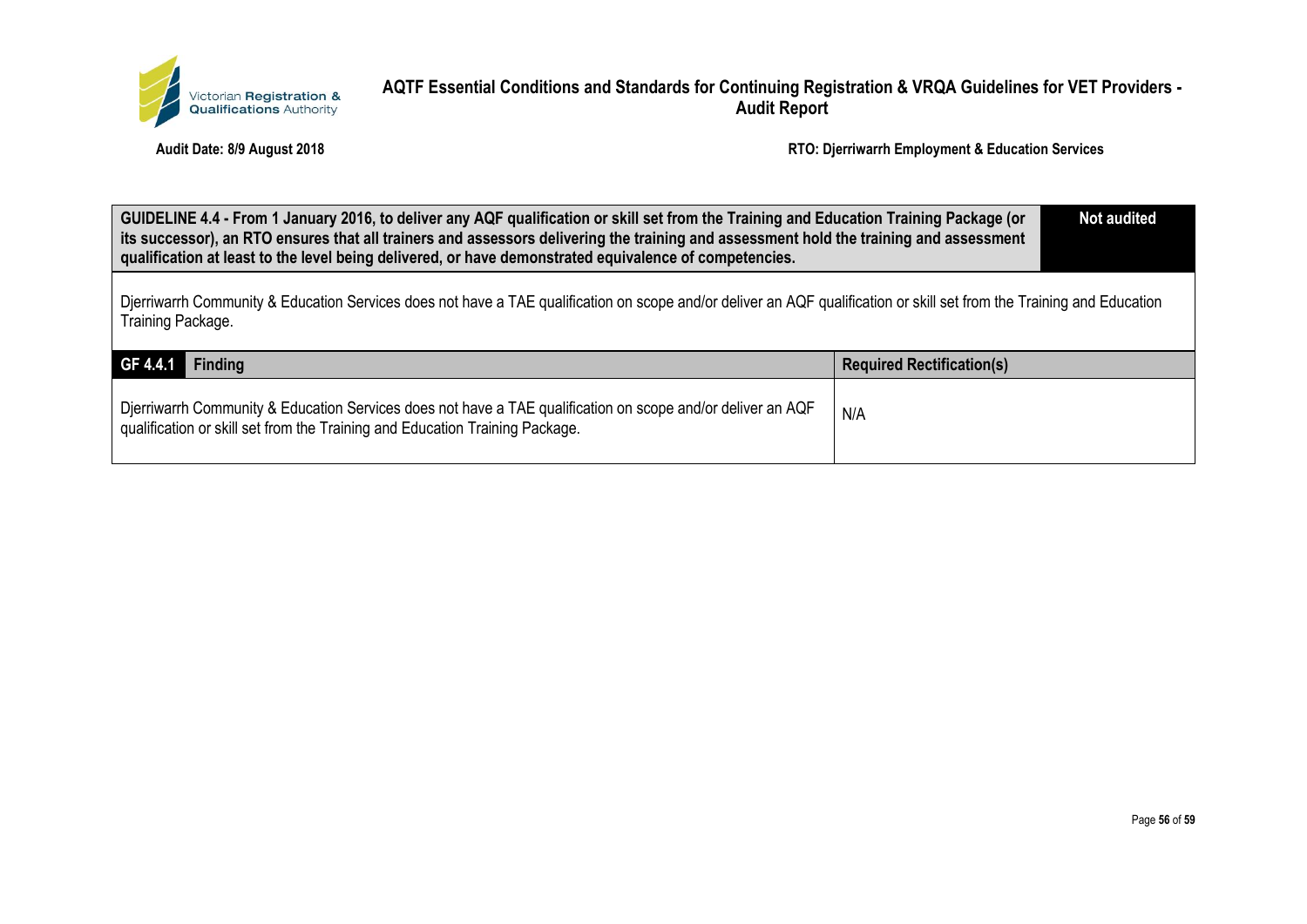| GUIDELINE 4.4 - From 1 January 2016, to deliver any AQF qualification or skill set from the Training and Education Training Package (or its successor), an RTO ensures that all trainers and assessors delivering the training and assessment hold the training and assessment qualification at least to the level being delivered, or have demonstrated equivalence of competencies. | Not audited |
|---|---|

Djerriwarrh Community & Education Services does not have a TAE qualification on scope and/or deliver an AQF qualification or skill set from the Training and Education Training Package.

| GF 4.4.1 Finding | Required Rectification(s) |
|---|---|
| Djerriwarrh Community & Education Services does not have a TAE qualification on scope and/or deliver an AQF qualification or skill set from the Training and Education Training Package. | N/A |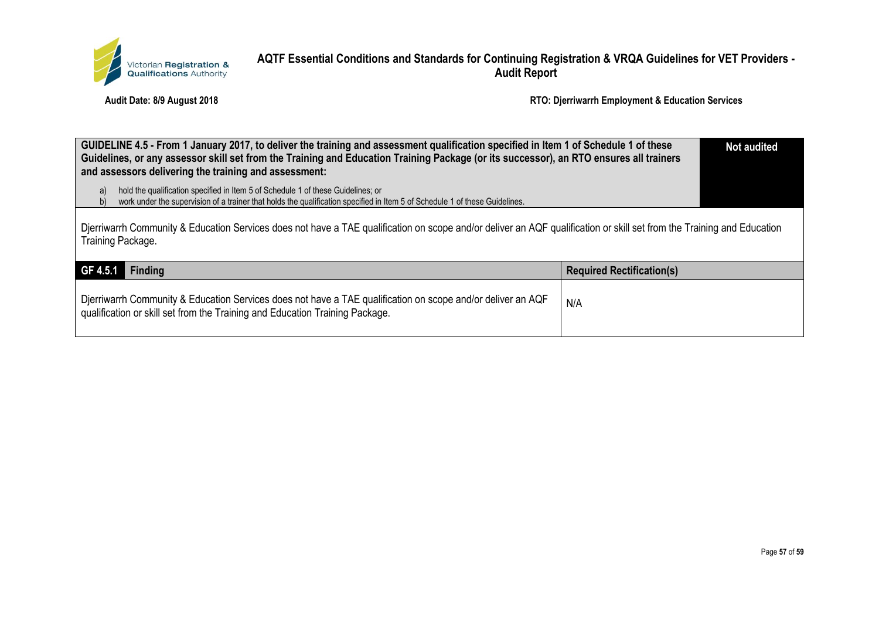| GUIDELINE 4.5 - From 1 January 2017, to deliver the training and assessment qualification specified in Item 1 of Schedule 1 of these Guidelines, or any assessor skill set from the Training and Education Training Package (or its successor), an RTO ensures all trainers and assessors delivering the training and assessment:<br><br>a) hold the qualification specified in Item 5 of Schedule 1 of these Guidelines; or<br>b) work under the supervision of a trainer that holds the qualification specified in Item 5 of Schedule 1 of these Guidelines. | **Not audited** |
|---|---|

Djerriwarrh Community & Education Services does not have a TAE qualification on scope and/or deliver an AQF qualification or skill set from the Training and Education Training Package.

| GF 4.5.1 Finding | Required Rectification(s) |
|---|---|
| Djerriwarrh Community & Education Services does not have a TAE qualification on scope and/or deliver an AQF qualification or skill set from the Training and Education Training Package. | N/A |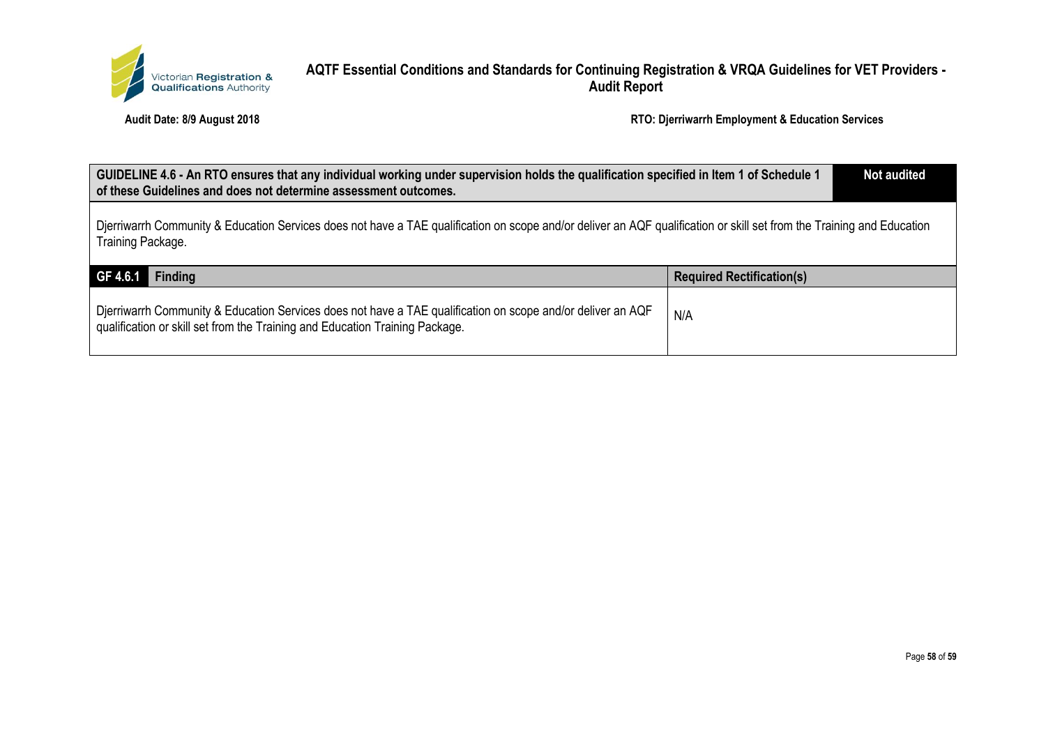| GUIDELINE 4.6 - An RTO ensures that any individual working under supervision holds the qualification specified in Item 1 of Schedule 1 of these Guidelines and does not determine assessment outcomes. | Not audited |
|---|---|
| Djerriwarrh Community & Education Services does not have a TAE qualification on scope and/or deliver an AQF qualification or skill set from the Training and Education Training Package. | |

| GF 4.6.1 Finding | Required Rectification(s) |
|---|---|
| Djerriwarrh Community & Education Services does not have a TAE qualification on scope and/or deliver an AQF qualification or skill set from the Training and Education Training Package. | N/A |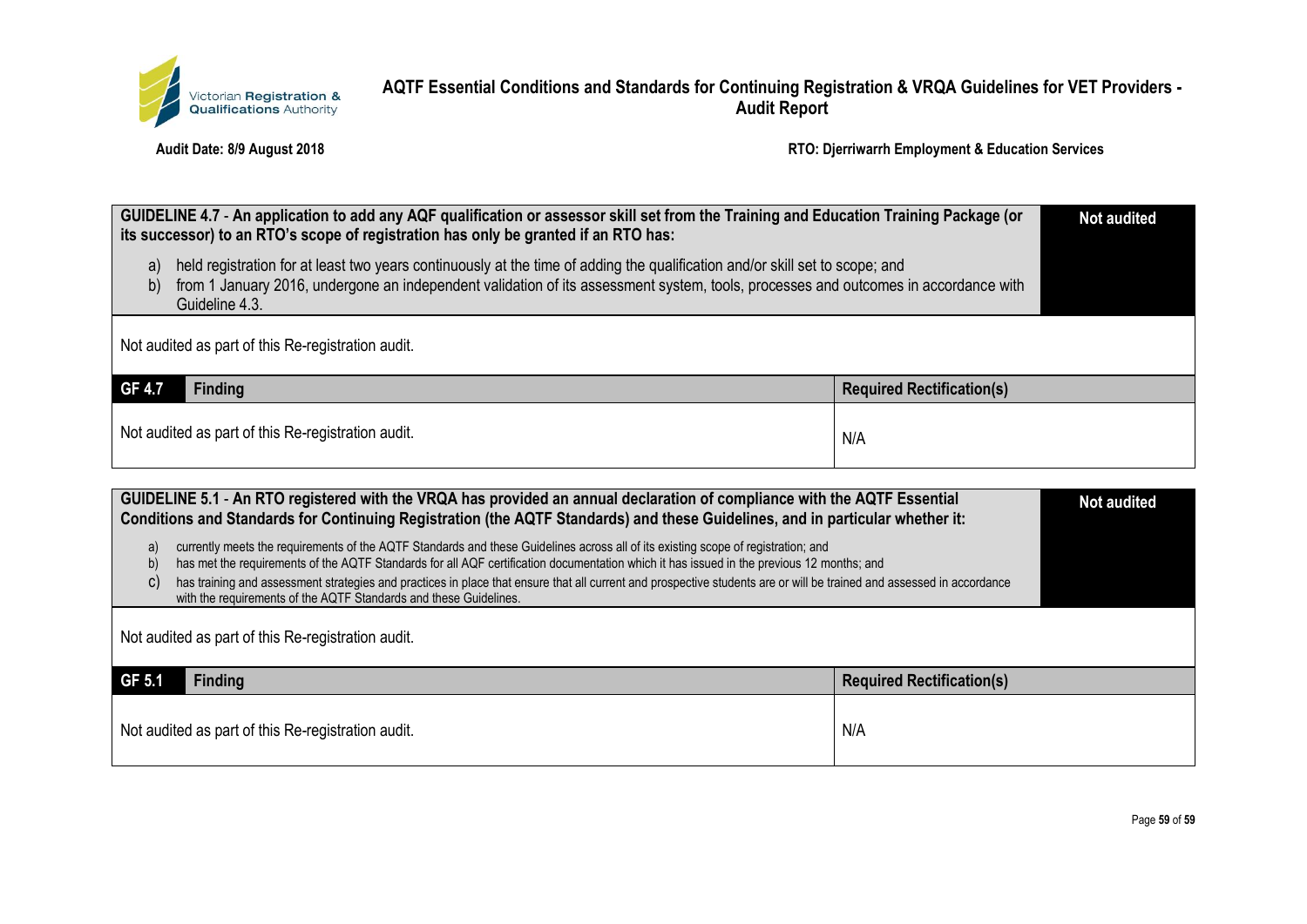| GUIDELINE 4.7 - An application to add any AQF qualification or assessor skill set from the Training and Education Training Package (or its successor) to an RTO's scope of registration has only be granted if an RTO has: | Not audited |
|---|---|
| a) held registration for at least two years continuously at the time of adding the qualification and/or skill set to scope; and<br>b) from 1 January 2016, undergone an independent validation of its assessment system, tools, processes and outcomes in accordance with Guideline 4.3. | |
| Not audited as part of this Re-registration audit. | |

| GF 4.7 Finding | Required Rectification(s) |
|---|---|
| Not audited as part of this Re-registration audit. | N/A |

| GUIDELINE 5.1 - An RTO registered with the VRQA has provided an annual declaration of compliance with the AQTF Essential Conditions and Standards for Continuing Registration (the AQTF Standards) and these Guidelines, and in particular whether it: | Not audited |
|---|---|
| a) currently meets the requirements of the AQTF Standards and these Guidelines across all of its existing scope of registration; and<br>b) has met the requirements of the AQTF Standards for all AQF certification documentation which it has issued in the previous 12 months; and<br>c) has training and assessment strategies and practices in place that ensure that all current and prospective students are or will be trained and assessed in accordance with the requirements of the AQTF Standards and these Guidelines. | |
| Not audited as part of this Re-registration audit. | |

| GF 5.1 Finding | Required Rectification(s) |
|---|---|
| Not audited as part of this Re-registration audit. | N/A |